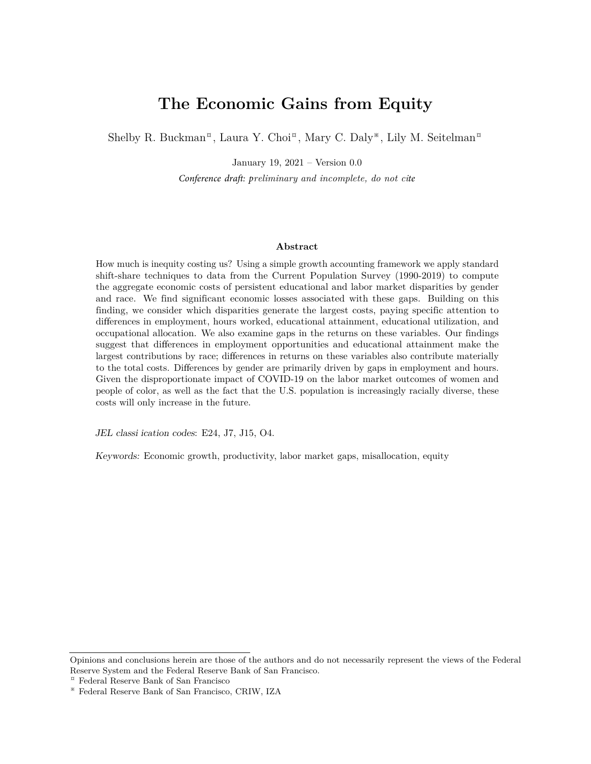# The Economic Gains from Equity

Shelby R. Buckman[¤], Laura Y. Choi[¤], Mary C. Daly[⁕], Lily M. Seitelman[¤]

January 19, 2021 – Version 0.0

*Conference draft: preliminary and incomplete, do not cite*

### Abstract

How much is inequity costing us? Using a simple growth accounting framework we apply standard shift-share techniques to data from the Current Population Survey (1990-2019) to compute the aggregate economic costs of persistent educational and labor market disparities by gender and race. We find significant economic losses associated with these gaps. Building on this finding, we consider which disparities generate the largest costs, paying specific attention to differences in employment, hours worked, educational attainment, educational utilization, and occupational allocation. We also examine gaps in the returns on these variables. Our findings suggest that differences in employment opportunities and educational attainment make the largest contributions by race; differences in returns on these variables also contribute materially to the total costs. Differences by gender are primarily driven by gaps in employment and hours. Given the disproportionate impact of COVID-19 on the labor market outcomes of women and people of color, as well as the fact that the U.S. population is increasingly racially diverse, these costs will only increase in the future.

*JEL classi ication codes*: E24, J7, J15, O4.

*Keywords:* Economic growth, productivity, labor market gaps, misallocation, equity

---

Opinions and conclusions herein are those of the authors and do not necessarily represent the views of the Federal Reserve System and the Federal Reserve Bank of San Francisco.

[¤] Federal Reserve Bank of San Francisco

[⁕] Federal Reserve Bank of San Francisco, CRIW, IZA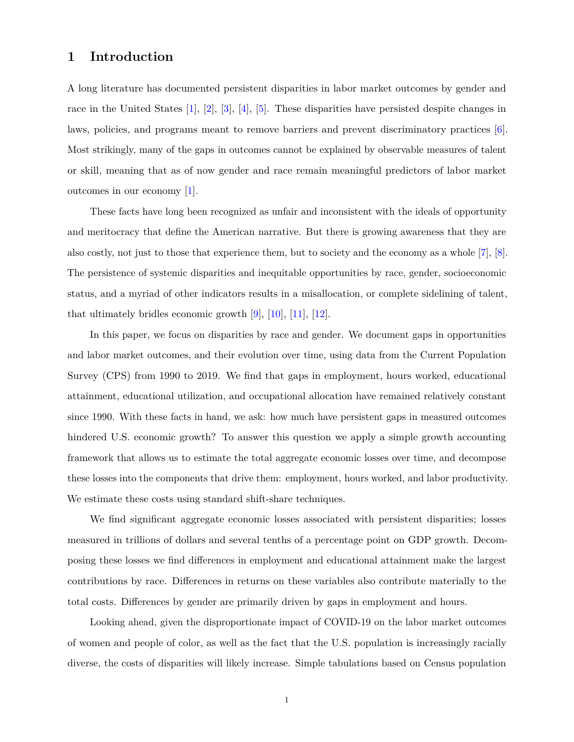# 1 Introduction

A long literature has documented persistent disparities in labor market outcomes by gender and race in the United States [1], [2], [3], [4], [5]. These disparities have persisted despite changes in laws, policies, and programs meant to remove barriers and prevent discriminatory practices [6]. Most strikingly, many of the gaps in outcomes cannot be explained by observable measures of talent or skill, meaning that as of now gender and race remain meaningful predictors of labor market outcomes in our economy [1].

These facts have long been recognized as unfair and inconsistent with the ideals of opportunity and meritocracy that define the American narrative. But there is growing awareness that they are also costly, not just to those that experience them, but to society and the economy as a whole [7], [8]. The persistence of systemic disparities and inequitable opportunities by race, gender, socioeconomic status, and a myriad of other indicators results in a misallocation, or complete sidelining of talent, that ultimately bridles economic growth [9], [10], [11], [12].

In this paper, we focus on disparities by race and gender. We document gaps in opportunities and labor market outcomes, and their evolution over time, using data from the Current Population Survey (CPS) from 1990 to 2019. We find that gaps in employment, hours worked, educational attainment, educational utilization, and occupational allocation have remained relatively constant since 1990. With these facts in hand, we ask: how much have persistent gaps in measured outcomes hindered U.S. economic growth? To answer this question we apply a simple growth accounting framework that allows us to estimate the total aggregate economic losses over time, and decompose these losses into the components that drive them: employment, hours worked, and labor productivity. We estimate these costs using standard shift-share techniques.

We find significant aggregate economic losses associated with persistent disparities; losses measured in trillions of dollars and several tenths of a percentage point on GDP growth. Decomposing these losses we find differences in employment and educational attainment make the largest contributions by race. Differences in returns on these variables also contribute materially to the total costs. Differences by gender are primarily driven by gaps in employment and hours.

Looking ahead, given the disproportionate impact of COVID-19 on the labor market outcomes of women and people of color, as well as the fact that the U.S. population is increasingly racially diverse, the costs of disparities will likely increase. Simple tabulations based on Census population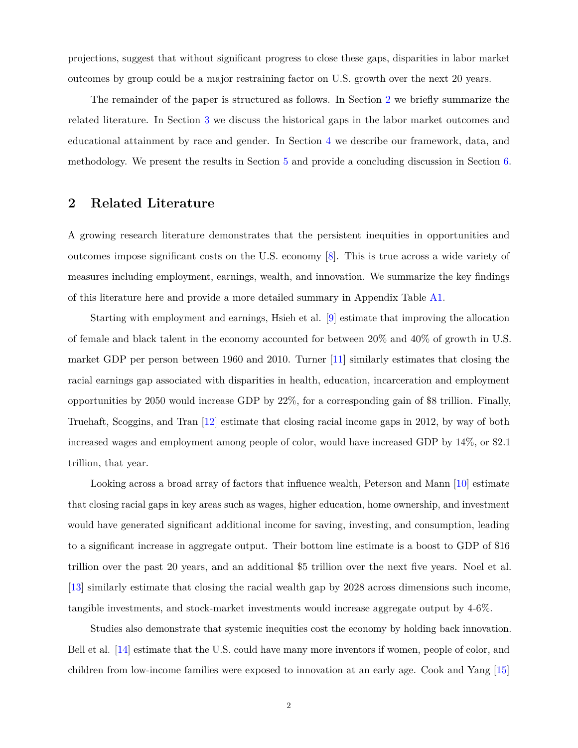projections, suggest that without significant progress to close these gaps, disparities in labor market outcomes by group could be a major restraining factor on U.S. growth over the next 20 years.

The remainder of the paper is structured as follows. In Section 2 we briefly summarize the related literature. In Section 3 we discuss the historical gaps in the labor market outcomes and educational attainment by race and gender. In Section 4 we describe our framework, data, and methodology. We present the results in Section 5 and provide a concluding discussion in Section 6.

## 2 Related Literature

A growing research literature demonstrates that the persistent inequities in opportunities and outcomes impose significant costs on the U.S. economy [8]. This is true across a wide variety of measures including employment, earnings, wealth, and innovation. We summarize the key findings of this literature here and provide a more detailed summary in Appendix Table A1.

Starting with employment and earnings, Hsieh et al. [9] estimate that improving the allocation of female and black talent in the economy accounted for between 20% and 40% of growth in U.S. market GDP per person between 1960 and 2010. Turner [11] similarly estimates that closing the racial earnings gap associated with disparities in health, education, incarceration and employment opportunities by 2050 would increase GDP by 22%, for a corresponding gain of $8 trillion. Finally, Truehaft, Scoggins, and Tran [12] estimate that closing racial income gaps in 2012, by way of both increased wages and employment among people of color, would have increased GDP by 14%, or $2.1 trillion, that year.

Looking across a broad array of factors that influence wealth, Peterson and Mann [10] estimate that closing racial gaps in key areas such as wages, higher education, home ownership, and investment would have generated significant additional income for saving, investing, and consumption, leading to a significant increase in aggregate output. Their bottom line estimate is a boost to GDP of $16 trillion over the past 20 years, and an additional $5 trillion over the next five years. Noel et al. [13] similarly estimate that closing the racial wealth gap by 2028 across dimensions such income, tangible investments, and stock-market investments would increase aggregate output by 4-6%.

Studies also demonstrate that systemic inequities cost the economy by holding back innovation. Bell et al. [14] estimate that the U.S. could have many more inventors if women, people of color, and children from low-income families were exposed to innovation at an early age. Cook and Yang [15]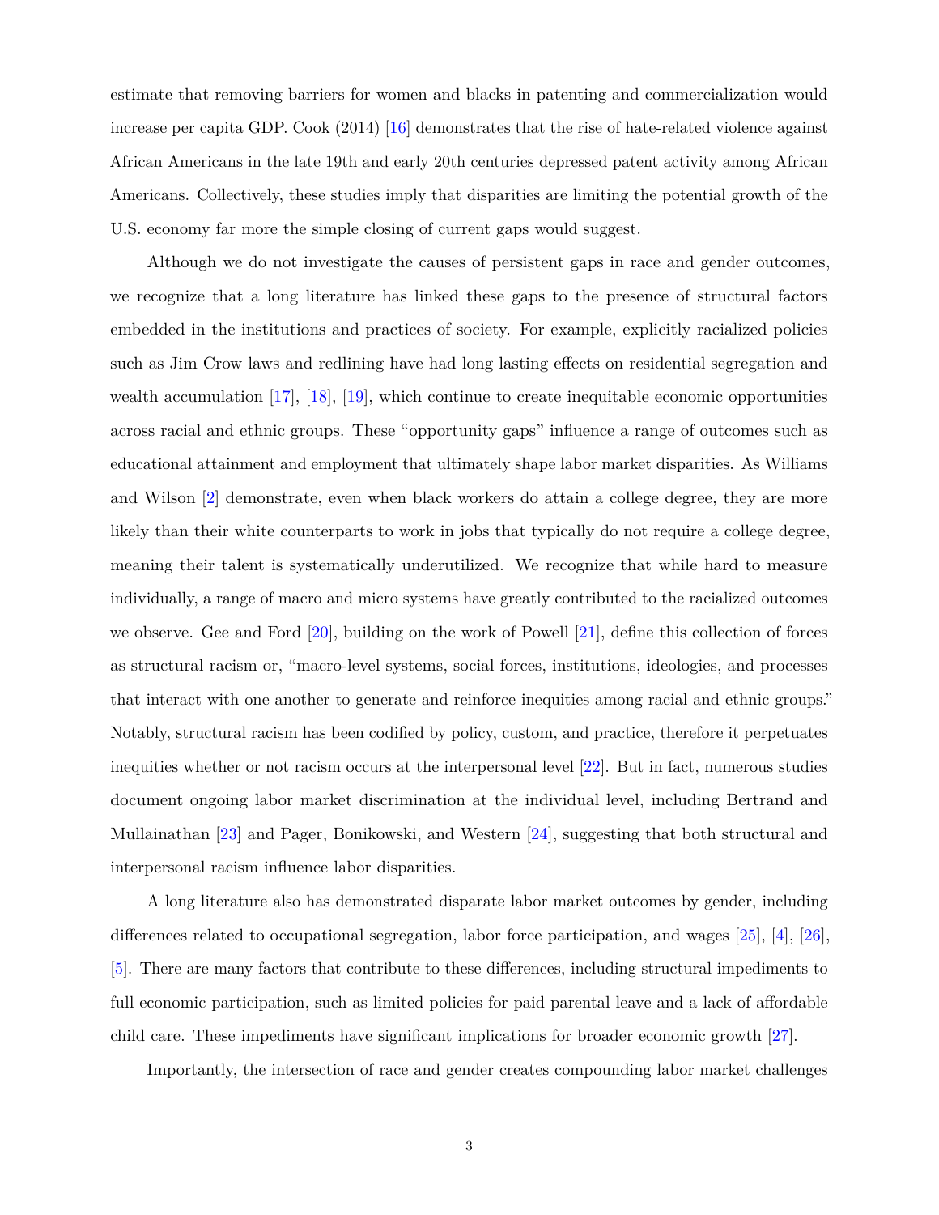estimate that removing barriers for women and blacks in patenting and commercialization would increase per capita GDP. Cook (2014) [16] demonstrates that the rise of hate-related violence against African Americans in the late 19th and early 20th centuries depressed patent activity among African Americans. Collectively, these studies imply that disparities are limiting the potential growth of the U.S. economy far more the simple closing of current gaps would suggest.

Although we do not investigate the causes of persistent gaps in race and gender outcomes, we recognize that a long literature has linked these gaps to the presence of structural factors embedded in the institutions and practices of society. For example, explicitly racialized policies such as Jim Crow laws and redlining have had long lasting effects on residential segregation and wealth accumulation [17], [18], [19], which continue to create inequitable economic opportunities across racial and ethnic groups. These "opportunity gaps" influence a range of outcomes such as educational attainment and employment that ultimately shape labor market disparities. As Williams and Wilson [2] demonstrate, even when black workers do attain a college degree, they are more likely than their white counterparts to work in jobs that typically do not require a college degree, meaning their talent is systematically underutilized. We recognize that while hard to measure individually, a range of macro and micro systems have greatly contributed to the racialized outcomes we observe. Gee and Ford [20], building on the work of Powell [21], define this collection of forces as structural racism or, "macro-level systems, social forces, institutions, ideologies, and processes that interact with one another to generate and reinforce inequities among racial and ethnic groups." Notably, structural racism has been codified by policy, custom, and practice, therefore it perpetuates inequities whether or not racism occurs at the interpersonal level [22]. But in fact, numerous studies document ongoing labor market discrimination at the individual level, including Bertrand and Mullainathan [23] and Pager, Bonikowski, and Western [24], suggesting that both structural and interpersonal racism influence labor disparities.

A long literature also has demonstrated disparate labor market outcomes by gender, including differences related to occupational segregation, labor force participation, and wages [25], [4], [26], [5]. There are many factors that contribute to these differences, including structural impediments to full economic participation, such as limited policies for paid parental leave and a lack of affordable child care. These impediments have significant implications for broader economic growth [27].

Importantly, the intersection of race and gender creates compounding labor market challenges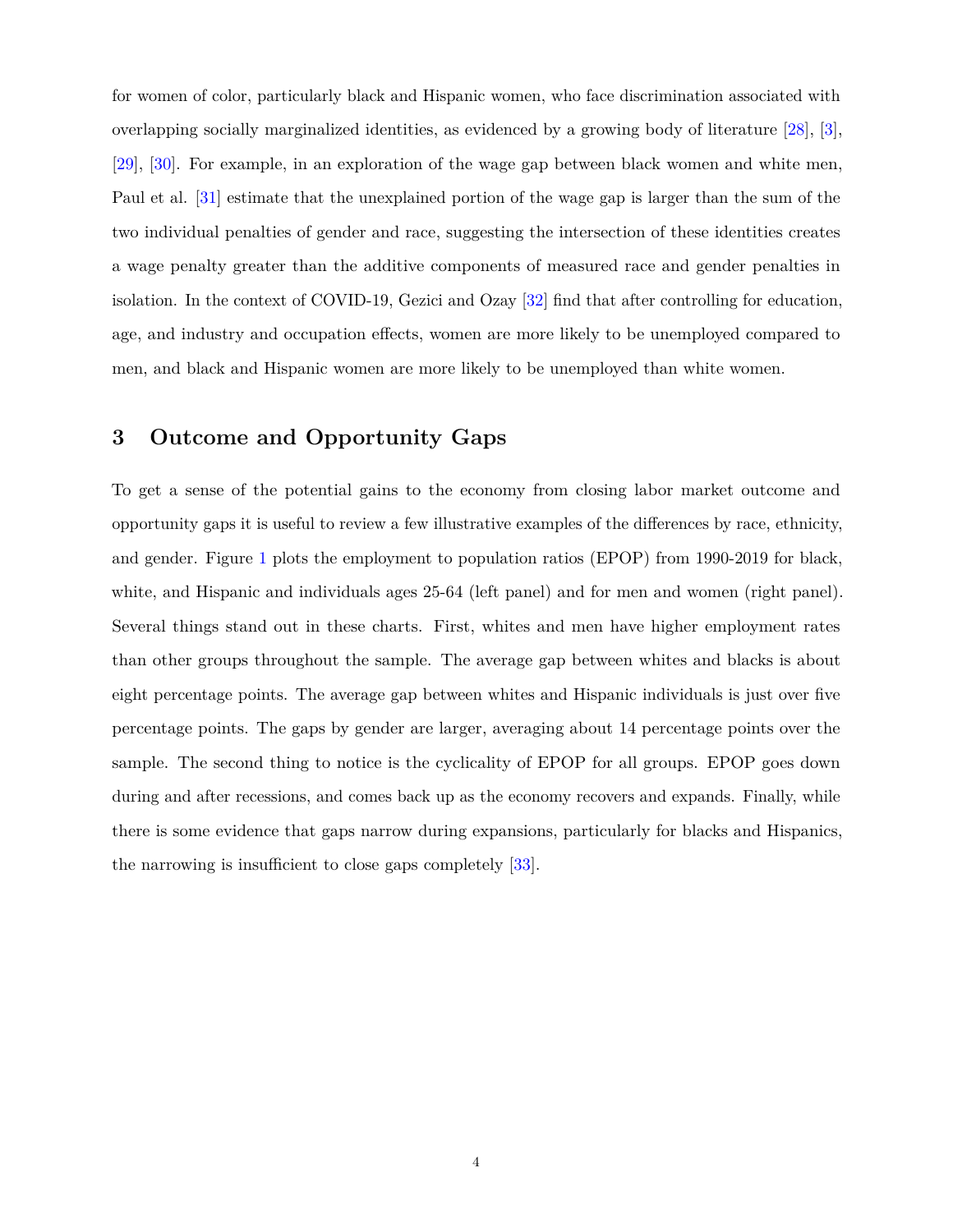for women of color, particularly black and Hispanic women, who face discrimination associated with overlapping socially marginalized identities, as evidenced by a growing body of literature [28], [3], [29], [30]. For example, in an exploration of the wage gap between black women and white men, Paul et al. [31] estimate that the unexplained portion of the wage gap is larger than the sum of the two individual penalties of gender and race, suggesting the intersection of these identities creates a wage penalty greater than the additive components of measured race and gender penalties in isolation. In the context of COVID-19, Gezici and Ozay [32] find that after controlling for education, age, and industry and occupation effects, women are more likely to be unemployed compared to men, and black and Hispanic women are more likely to be unemployed than white women.

## 3 Outcome and Opportunity Gaps

To get a sense of the potential gains to the economy from closing labor market outcome and opportunity gaps it is useful to review a few illustrative examples of the differences by race, ethnicity, and gender. Figure 1 plots the employment to population ratios (EPOP) from 1990-2019 for black, white, and Hispanic and individuals ages 25-64 (left panel) and for men and women (right panel). Several things stand out in these charts. First, whites and men have higher employment rates than other groups throughout the sample. The average gap between whites and blacks is about eight percentage points. The average gap between whites and Hispanic individuals is just over five percentage points. The gaps by gender are larger, averaging about 14 percentage points over the sample. The second thing to notice is the cyclicality of EPOP for all groups. EPOP goes down during and after recessions, and comes back up as the economy recovers and expands. Finally, while there is some evidence that gaps narrow during expansions, particularly for blacks and Hispanics, the narrowing is insufficient to close gaps completely [33].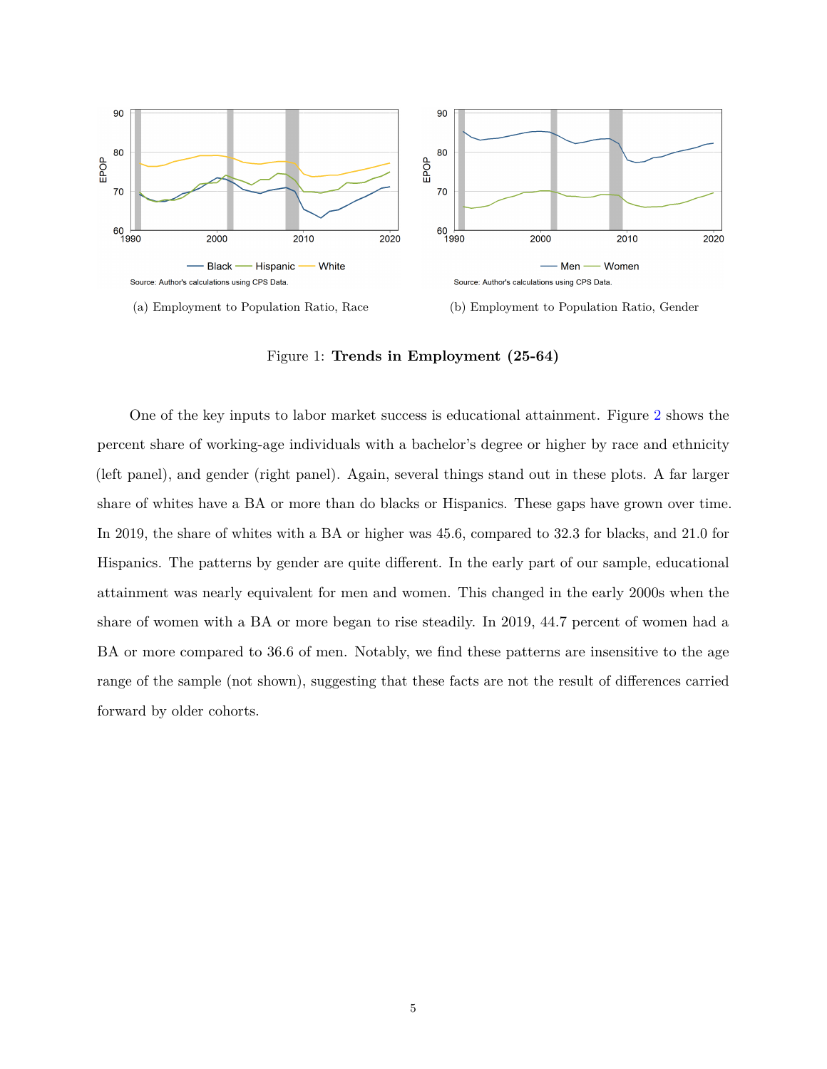(a) Employment to Population Ratio, Race

(b) Employment to Population Ratio, Gender

Figure 1: **Trends in Employment (25-64)**

One of the key inputs to labor market success is educational attainment. Figure 2 shows the percent share of working-age individuals with a bachelor's degree or higher by race and ethnicity (left panel), and gender (right panel). Again, several things stand out in these plots. A far larger share of whites have a BA or more than do blacks or Hispanics. These gaps have grown over time. In 2019, the share of whites with a BA or higher was 45.6, compared to 32.3 for blacks, and 21.0 for Hispanics. The patterns by gender are quite different. In the early part of our sample, educational attainment was nearly equivalent for men and women. This changed in the early 2000s when the share of women with a BA or more began to rise steadily. In 2019, 44.7 percent of women had a BA or more compared to 36.6 of men. Notably, we find these patterns are insensitive to the age range of the sample (not shown), suggesting that these facts are not the result of differences carried forward by older cohorts.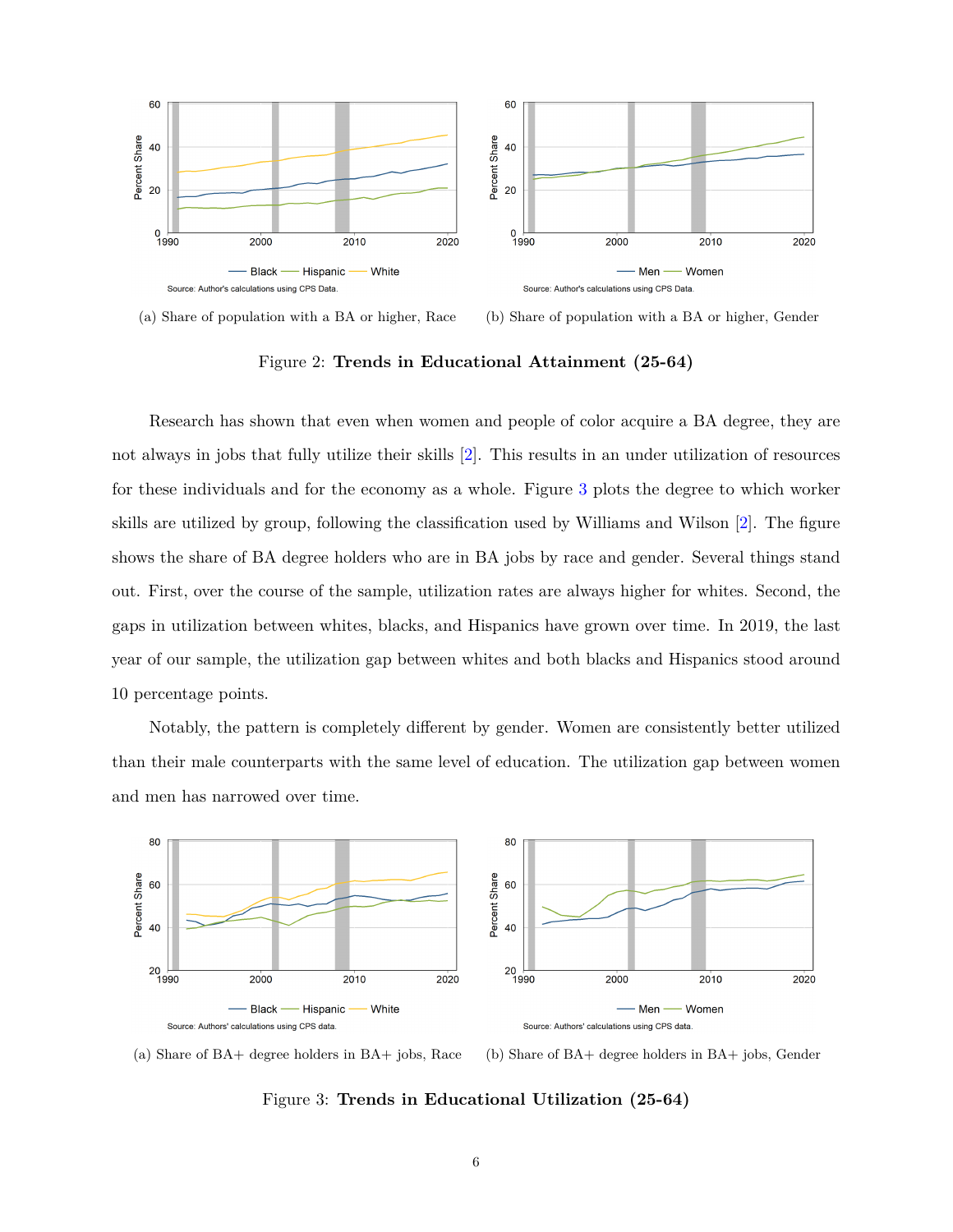(a) Share of population with a BA or higher, Race

(b) Share of population with a BA or higher, Gender

Figure 2: **Trends in Educational Attainment (25-64)**

Research has shown that even when women and people of color acquire a BA degree, they are not always in jobs that fully utilize their skills [2]. This results in an under utilization of resources for these individuals and for the economy as a whole. Figure 3 plots the degree to which worker skills are utilized by group, following the classification used by Williams and Wilson [2]. The figure shows the share of BA degree holders who are in BA jobs by race and gender. Several things stand out. First, over the course of the sample, utilization rates are always higher for whites. Second, the gaps in utilization between whites, blacks, and Hispanics have grown over time. In 2019, the last year of our sample, the utilization gap between whites and both blacks and Hispanics stood around 10 percentage points.

Notably, the pattern is completely different by gender. Women are consistently better utilized than their male counterparts with the same level of education. The utilization gap between women and men has narrowed over time.

(a) Share of BA+ degree holders in BA+ jobs, Race

(b) Share of BA+ degree holders in BA+ jobs, Gender

Figure 3: **Trends in Educational Utilization (25-64)**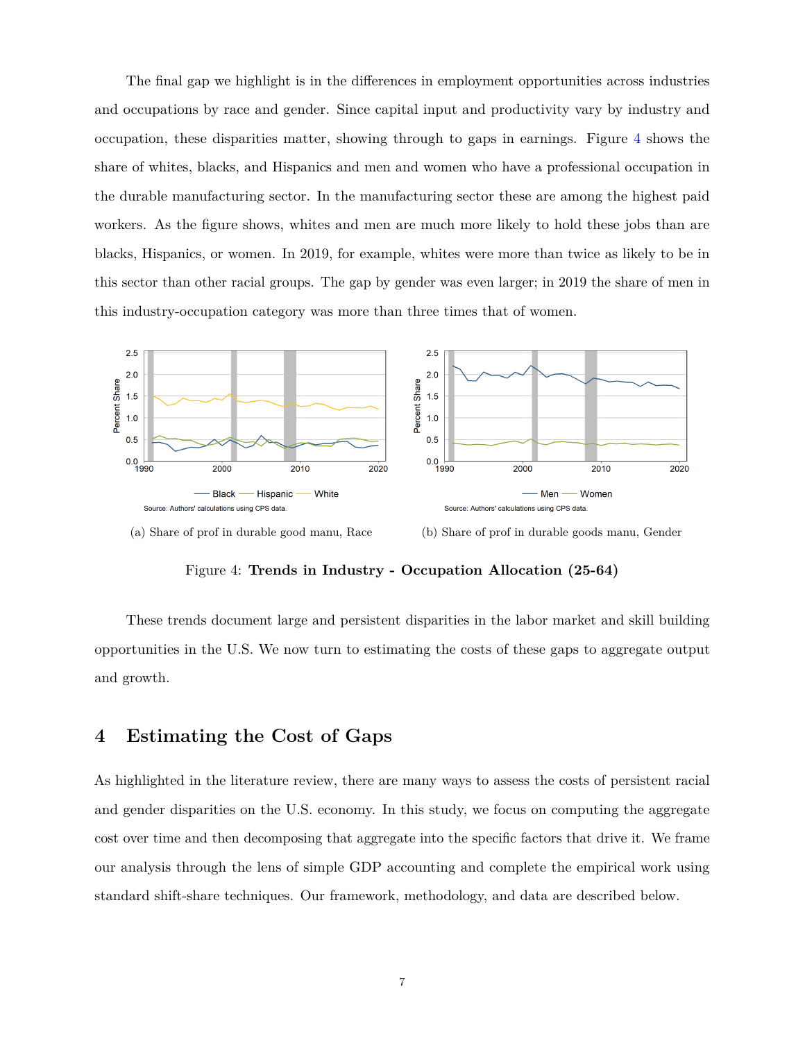The final gap we highlight is in the differences in employment opportunities across industries and occupations by race and gender. Since capital input and productivity vary by industry and occupation, these disparities matter, showing through to gaps in earnings. Figure 4 shows the share of whites, blacks, and Hispanics and men and women who have a professional occupation in the durable manufacturing sector. In the manufacturing sector these are among the highest paid workers. As the figure shows, whites and men are much more likely to hold these jobs than are blacks, Hispanics, or women. In 2019, for example, whites were more than twice as likely to be in this sector than other racial groups. The gap by gender was even larger; in 2019 the share of men in this industry-occupation category was more than three times that of women.

(a) Share of prof in durable good manu, Race

(b) Share of prof in durable goods manu, Gender

Figure 4: **Trends in Industry - Occupation Allocation (25-64)**

These trends document large and persistent disparities in the labor market and skill building opportunities in the U.S. We now turn to estimating the costs of these gaps to aggregate output and growth.

## 4 Estimating the Cost of Gaps

As highlighted in the literature review, there are many ways to assess the costs of persistent racial and gender disparities on the U.S. economy. In this study, we focus on computing the aggregate cost over time and then decomposing that aggregate into the specific factors that drive it. We frame our analysis through the lens of simple GDP accounting and complete the empirical work using standard shift-share techniques. Our framework, methodology, and data are described below.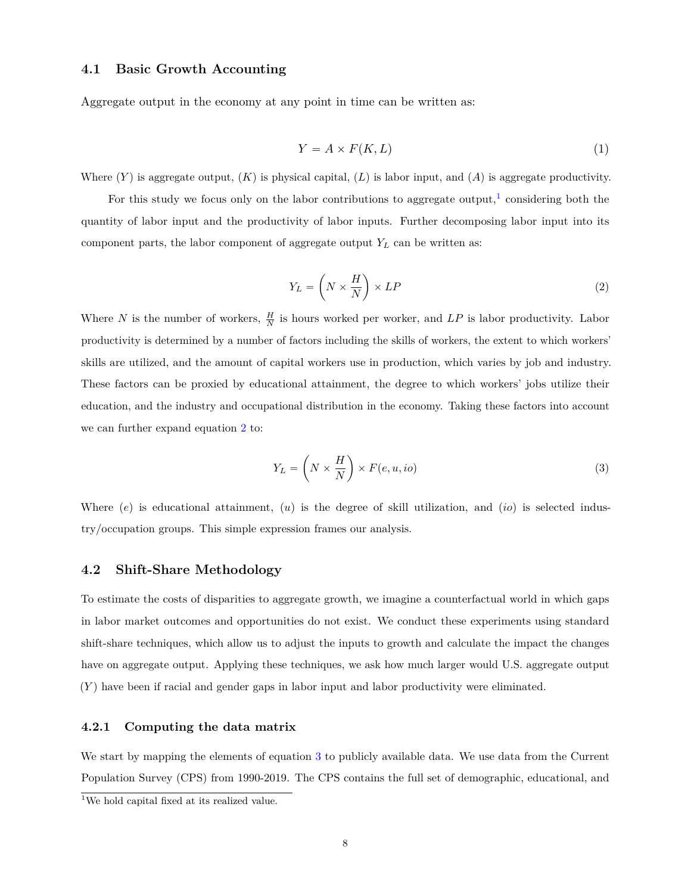### 4.1 Basic Growth Accounting

Aggregate output in the economy at any point in time can be written as:

$$Y = A \times F(K, L) \tag{1}$$

Where $(Y)$ is aggregate output, $(K)$ is physical capital, $(L)$ is labor input, and $(A)$ is aggregate productivity.

For this study we focus only on the labor contributions to aggregate output,[1] considering both the quantity of labor input and the productivity of labor inputs. Further decomposing labor input into its component parts, the labor component of aggregate output $Y_L$ can be written as:

$$Y_L = \left(N \times \frac{H}{N}\right) \times LP \tag{2}$$

Where $N$ is the number of workers, $\frac{H}{N}$ is hours worked per worker, and $LP$ is labor productivity. Labor productivity is determined by a number of factors including the skills of workers, the extent to which workers' skills are utilized, and the amount of capital workers use in production, which varies by job and industry. These factors can be proxied by educational attainment, the degree to which workers' jobs utilize their education, and the industry and occupational distribution in the economy. Taking these factors into account we can further expand equation 2 to:

$$Y_L = \left(N \times \frac{H}{N}\right) \times F(e, u, io) \tag{3}$$

Where $(e)$ is educational attainment, $(u)$ is the degree of skill utilization, and $(io)$ is selected industry/occupation groups. This simple expression frames our analysis.

### 4.2 Shift-Share Methodology

To estimate the costs of disparities to aggregate growth, we imagine a counterfactual world in which gaps in labor market outcomes and opportunities do not exist. We conduct these experiments using standard shift-share techniques, which allow us to adjust the inputs to growth and calculate the impact the changes have on aggregate output. Applying these techniques, we ask how much larger would U.S. aggregate output $(Y)$ have been if racial and gender gaps in labor input and labor productivity were eliminated.

#### 4.2.1 Computing the data matrix

We start by mapping the elements of equation 3 to publicly available data. We use data from the Current Population Survey (CPS) from 1990-2019. The CPS contains the full set of demographic, educational, and

[1] We hold capital fixed at its realized value.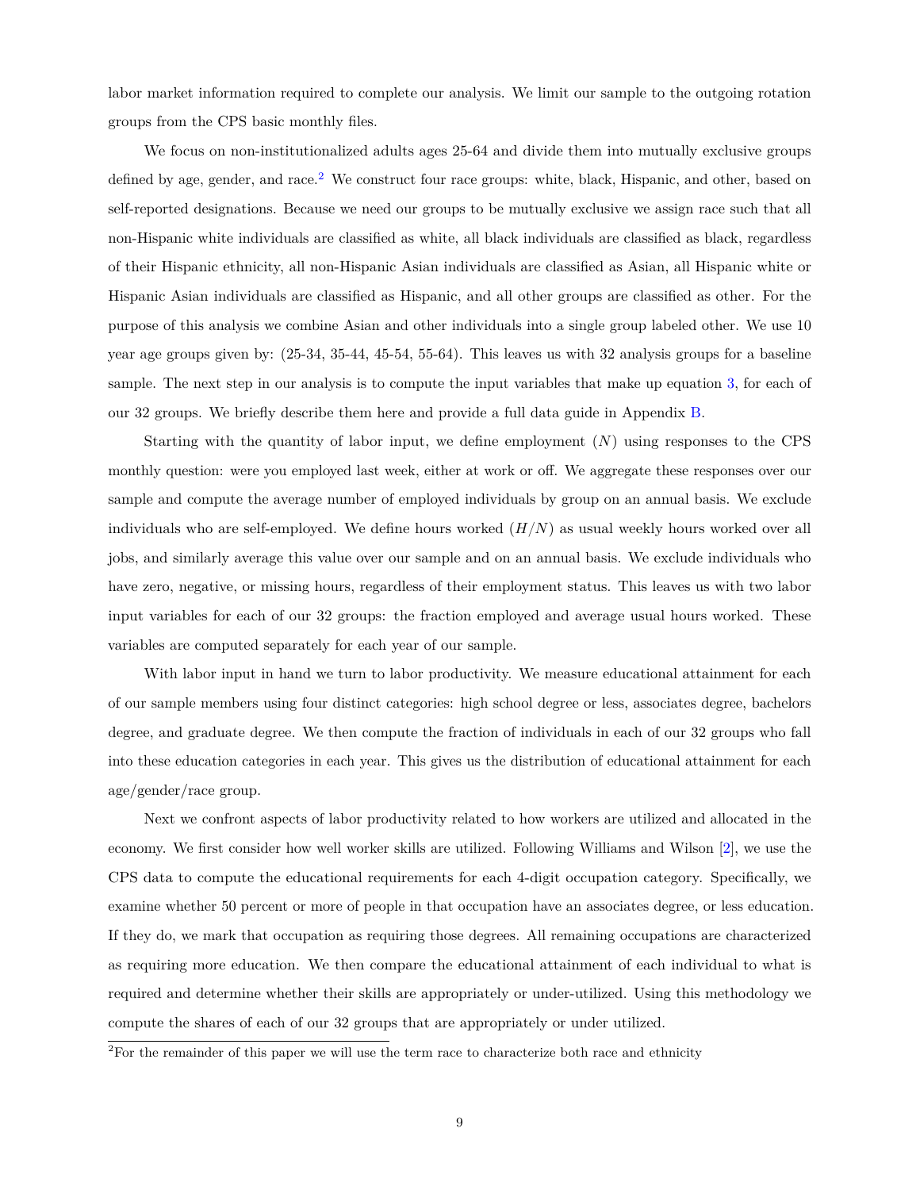labor market information required to complete our analysis. We limit our sample to the outgoing rotation groups from the CPS basic monthly files.

We focus on non-institutionalized adults ages 25-64 and divide them into mutually exclusive groups defined by age, gender, and race.[2] We construct four race groups: white, black, Hispanic, and other, based on self-reported designations. Because we need our groups to be mutually exclusive we assign race such that all non-Hispanic white individuals are classified as white, all black individuals are classified as black, regardless of their Hispanic ethnicity, all non-Hispanic Asian individuals are classified as Asian, all Hispanic white or Hispanic Asian individuals are classified as Hispanic, and all other groups are classified as other. For the purpose of this analysis we combine Asian and other individuals into a single group labeled other. We use 10 year age groups given by: (25-34, 35-44, 45-54, 55-64). This leaves us with 32 analysis groups for a baseline sample. The next step in our analysis is to compute the input variables that make up equation 3, for each of our 32 groups. We briefly describe them here and provide a full data guide in Appendix B.

Starting with the quantity of labor input, we define employment ($N$) using responses to the CPS monthly question: were you employed last week, either at work or off. We aggregate these responses over our sample and compute the average number of employed individuals by group on an annual basis. We exclude individuals who are self-employed. We define hours worked ($H/N$) as usual weekly hours worked over all jobs, and similarly average this value over our sample and on an annual basis. We exclude individuals who have zero, negative, or missing hours, regardless of their employment status. This leaves us with two labor input variables for each of our 32 groups: the fraction employed and average usual hours worked. These variables are computed separately for each year of our sample.

With labor input in hand we turn to labor productivity. We measure educational attainment for each of our sample members using four distinct categories: high school degree or less, associates degree, bachelors degree, and graduate degree. We then compute the fraction of individuals in each of our 32 groups who fall into these education categories in each year. This gives us the distribution of educational attainment for each age/gender/race group.

Next we confront aspects of labor productivity related to how workers are utilized and allocated in the economy. We first consider how well worker skills are utilized. Following Williams and Wilson [2], we use the CPS data to compute the educational requirements for each 4-digit occupation category. Specifically, we examine whether 50 percent or more of people in that occupation have an associates degree, or less education. If they do, we mark that occupation as requiring those degrees. All remaining occupations are characterized as requiring more education. We then compare the educational attainment of each individual to what is required and determine whether their skills are appropriately or under-utilized. Using this methodology we compute the shares of each of our 32 groups that are appropriately or under utilized.

[2]For the remainder of this paper we will use the term race to characterize both race and ethnicity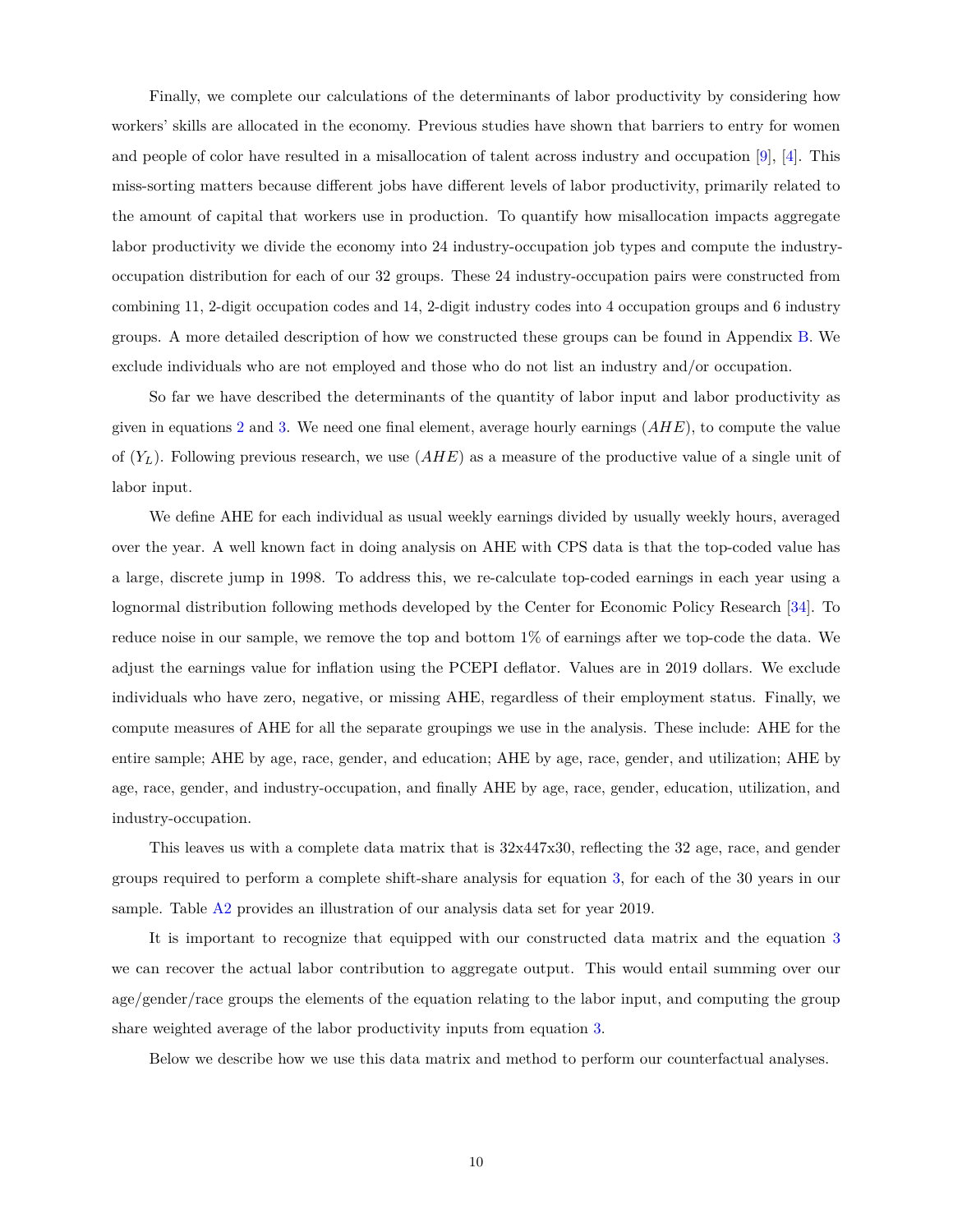Finally, we complete our calculations of the determinants of labor productivity by considering how workers' skills are allocated in the economy. Previous studies have shown that barriers to entry for women and people of color have resulted in a misallocation of talent across industry and occupation [9], [4]. This miss-sorting matters because different jobs have different levels of labor productivity, primarily related to the amount of capital that workers use in production. To quantify how misallocation impacts aggregate labor productivity we divide the economy into 24 industry-occupation job types and compute the industry-occupation distribution for each of our 32 groups. These 24 industry-occupation pairs were constructed from combining 11, 2-digit occupation codes and 14, 2-digit industry codes into 4 occupation groups and 6 industry groups. A more detailed description of how we constructed these groups can be found in Appendix B. We exclude individuals who are not employed and those who do not list an industry and/or occupation.

So far we have described the determinants of the quantity of labor input and labor productivity as given in equations 2 and 3. We need one final element, average hourly earnings ($AHE$), to compute the value of ($Y_L$). Following previous research, we use ($AHE$) as a measure of the productive value of a single unit of labor input.

We define AHE for each individual as usual weekly earnings divided by usually weekly hours, averaged over the year. A well known fact in doing analysis on AHE with CPS data is that the top-coded value has a large, discrete jump in 1998. To address this, we re-calculate top-coded earnings in each year using a lognormal distribution following methods developed by the Center for Economic Policy Research [34]. To reduce noise in our sample, we remove the top and bottom 1% of earnings after we top-code the data. We adjust the earnings value for inflation using the PCEPI deflator. Values are in 2019 dollars. We exclude individuals who have zero, negative, or missing AHE, regardless of their employment status. Finally, we compute measures of AHE for all the separate groupings we use in the analysis. These include: AHE for the entire sample; AHE by age, race, gender, and education; AHE by age, race, gender, and utilization; AHE by age, race, gender, and industry-occupation, and finally AHE by age, race, gender, education, utilization, and industry-occupation.

This leaves us with a complete data matrix that is 32x447x30, reflecting the 32 age, race, and gender groups required to perform a complete shift-share analysis for equation 3, for each of the 30 years in our sample. Table A2 provides an illustration of our analysis data set for year 2019.

It is important to recognize that equipped with our constructed data matrix and the equation 3 we can recover the actual labor contribution to aggregate output. This would entail summing over our age/gender/race groups the elements of the equation relating to the labor input, and computing the group share weighted average of the labor productivity inputs from equation 3.

Below we describe how we use this data matrix and method to perform our counterfactual analyses.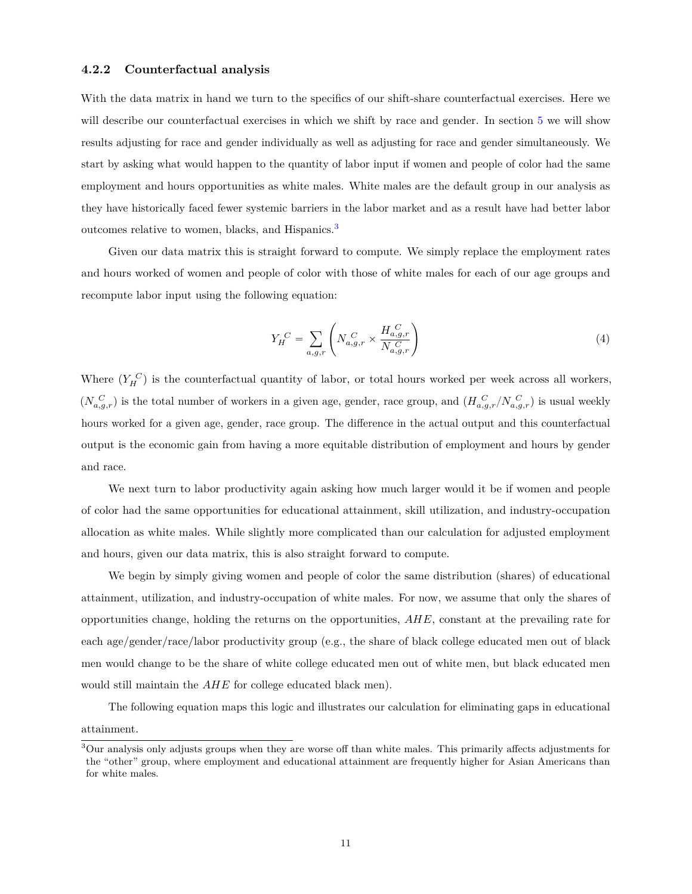### 4.2.2 Counterfactual analysis

With the data matrix in hand we turn to the specifics of our shift-share counterfactual exercises. Here we will describe our counterfactual exercises in which we shift by race and gender. In section 5 we will show results adjusting for race and gender individually as well as adjusting for race and gender simultaneously. We start by asking what would happen to the quantity of labor input if women and people of color had the same employment and hours opportunities as white males. White males are the default group in our analysis as they have historically faced fewer systemic barriers in the labor market and as a result have had better labor outcomes relative to women, blacks, and Hispanics.[3]

Given our data matrix this is straight forward to compute. We simply replace the employment rates and hours worked of women and people of color with those of white males for each of our age groups and recompute labor input using the following equation:

$$Y_H{}^C = \sum_{a,g,r} \left( N_{a,g,r}^{\,C} \times \frac{H_{a,g,r}^{\,C}}{N_{a,g,r}^{\,C}} \right) \tag{4}$$

Where ($Y_H{}^C$) is the counterfactual quantity of labor, or total hours worked per week across all workers, ($N_{a,g,r}^{\,C}$) is the total number of workers in a given age, gender, race group, and ($H_{a,g,r}^{\,C}/N_{a,g,r}^{\,C}$) is usual weekly hours worked for a given age, gender, race group. The difference in the actual output and this counterfactual output is the economic gain from having a more equitable distribution of employment and hours by gender and race.

We next turn to labor productivity again asking how much larger would it be if women and people of color had the same opportunities for educational attainment, skill utilization, and industry-occupation allocation as white males. While slightly more complicated than our calculation for adjusted employment and hours, given our data matrix, this is also straight forward to compute.

We begin by simply giving women and people of color the same distribution (shares) of educational attainment, utilization, and industry-occupation of white males. For now, we assume that only the shares of opportunities change, holding the returns on the opportunities, $AHE$, constant at the prevailing rate for each age/gender/race/labor productivity group (e.g., the share of black college educated men out of black men would change to be the share of white college educated men out of white men, but black educated men would still maintain the $AHE$ for college educated black men).

The following equation maps this logic and illustrates our calculation for eliminating gaps in educational attainment.

[3] Our analysis only adjusts groups when they are worse off than white males. This primarily affects adjustments for the "other" group, where employment and educational attainment are frequently higher for Asian Americans than for white males.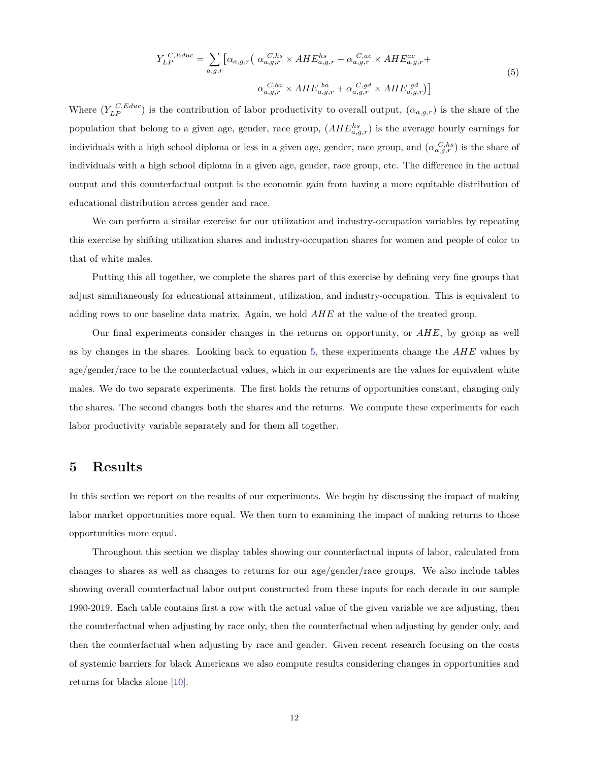$$Y_{LP}^{C,Educ} = \sum_{a,g,r} \left[ \alpha_{a,g,r} \left( \alpha_{a,g,r}^{C,hs} \times AHE_{a,g,r}^{hs} + \alpha_{a,g,r}^{C,ac} \times AHE_{a,g,r}^{ac} + \alpha_{a,g,r}^{C,ba} \times AHE_{a,g,r}^{ba} + \alpha_{a,g,r}^{C,gd} \times AHE_{a,g,r}^{gd} \right) \right] \tag{5}$$

Where ($Y_{LP}^{C,Educ}$) is the contribution of labor productivity to overall output, ($\alpha_{a,g,r}$) is the share of the population that belong to a given age, gender, race group, ($AHE_{a,g,r}^{hs}$) is the average hourly earnings for individuals with a high school diploma or less in a given age, gender, race group, and ($\alpha_{a,g,r}^{C,hs}$) is the share of individuals with a high school diploma in a given age, gender, race group, etc. The difference in the actual output and this counterfactual output is the economic gain from having a more equitable distribution of educational distribution across gender and race.

We can perform a similar exercise for our utilization and industry-occupation variables by repeating this exercise by shifting utilization shares and industry-occupation shares for women and people of color to that of white males.

Putting this all together, we complete the shares part of this exercise by defining very fine groups that adjust simultaneously for educational attainment, utilization, and industry-occupation. This is equivalent to adding rows to our baseline data matrix. Again, we hold $AHE$ at the value of the treated group.

Our final experiments consider changes in the returns on opportunity, or $AHE$, by group as well as by changes in the shares. Looking back to equation 5, these experiments change the $AHE$ values by age/gender/race to be the counterfactual values, which in our experiments are the values for equivalent white males. We do two separate experiments. The first holds the returns of opportunities constant, changing only the shares. The second changes both the shares and the returns. We compute these experiments for each labor productivity variable separately and for them all together.

# 5 Results

In this section we report on the results of our experiments. We begin by discussing the impact of making labor market opportunities more equal. We then turn to examining the impact of making returns to those opportunities more equal.

Throughout this section we display tables showing our counterfactual inputs of labor, calculated from changes to shares as well as changes to returns for our age/gender/race groups. We also include tables showing overall counterfactual labor output constructed from these inputs for each decade in our sample 1990-2019. Each table contains first a row with the actual value of the given variable we are adjusting, then the counterfactual when adjusting by race only, then the counterfactual when adjusting by gender only, and then the counterfactual when adjusting by race and gender. Given recent research focusing on the costs of systemic barriers for black Americans we also compute results considering changes in opportunities and returns for blacks alone [10].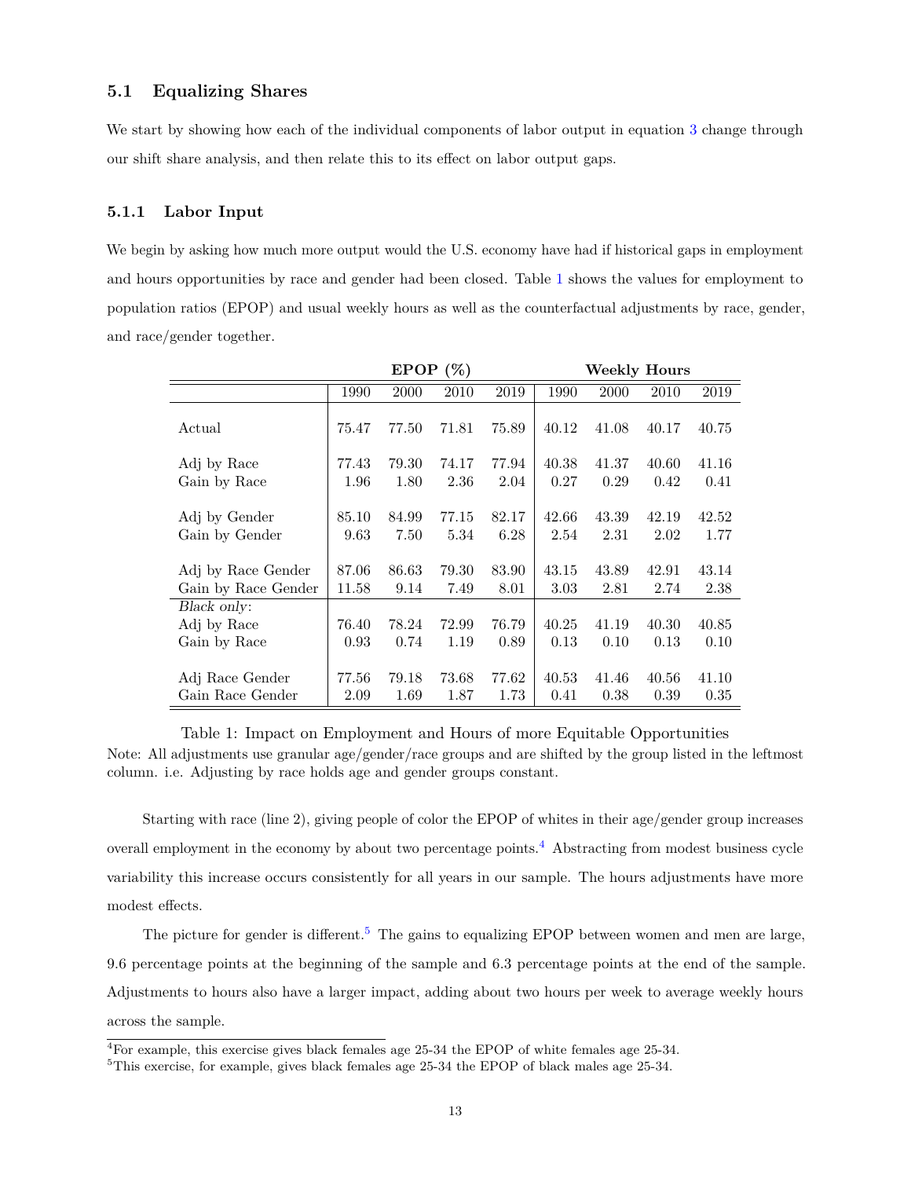### 5.1 Equalizing Shares

We start by showing how each of the individual components of labor output in equation 3 change through our shift share analysis, and then relate this to its effect on labor output gaps.

#### 5.1.1 Labor Input

We begin by asking how much more output would the U.S. economy have had if historical gaps in employment and hours opportunities by race and gender had been closed. Table 1 shows the values for employment to population ratios (EPOP) and usual weekly hours as well as the counterfactual adjustments by race, gender, and race/gender together.

| | **EPOP (%)** | | | | **Weekly Hours** | | | |
|---|---|---|---|---|---|---|---|---|
| | 1990 | 2000 | 2010 | 2019 | 1990 | 2000 | 2010 | 2019 |
| Actual | 75.47 | 77.50 | 71.81 | 75.89 | 40.12 | 41.08 | 40.17 | 40.75 |
| Adj by Race | 77.43 | 79.30 | 74.17 | 77.94 | 40.38 | 41.37 | 40.60 | 41.16 |
| Gain by Race | 1.96 | 1.80 | 2.36 | 2.04 | 0.27 | 0.29 | 0.42 | 0.41 |
| Adj by Gender | 85.10 | 84.99 | 77.15 | 82.17 | 42.66 | 43.39 | 42.19 | 42.52 |
| Gain by Gender | 9.63 | 7.50 | 5.34 | 6.28 | 2.54 | 2.31 | 2.02 | 1.77 |
| Adj by Race Gender | 87.06 | 86.63 | 79.30 | 83.90 | 43.15 | 43.89 | 42.91 | 43.14 |
| Gain by Race Gender | 11.58 | 9.14 | 7.49 | 8.01 | 3.03 | 2.81 | 2.74 | 2.38 |
| *Black only*: | | | | | | | | |
| Adj by Race | 76.40 | 78.24 | 72.99 | 76.79 | 40.25 | 41.19 | 40.30 | 40.85 |
| Gain by Race | 0.93 | 0.74 | 1.19 | 0.89 | 0.13 | 0.10 | 0.13 | 0.10 |
| Adj Race Gender | 77.56 | 79.18 | 73.68 | 77.62 | 40.53 | 41.46 | 40.56 | 41.10 |
| Gain Race Gender | 2.09 | 1.69 | 1.87 | 1.73 | 0.41 | 0.38 | 0.39 | 0.35 |

Table 1: Impact on Employment and Hours of more Equitable Opportunities

Note: All adjustments use granular age/gender/race groups and are shifted by the group listed in the leftmost column. i.e. Adjusting by race holds age and gender groups constant.

Starting with race (line 2), giving people of color the EPOP of whites in their age/gender group increases overall employment in the economy by about two percentage points.[4] Abstracting from modest business cycle variability this increase occurs consistently for all years in our sample. The hours adjustments have more modest effects.

The picture for gender is different.[5] The gains to equalizing EPOP between women and men are large, 9.6 percentage points at the beginning of the sample and 6.3 percentage points at the end of the sample. Adjustments to hours also have a larger impact, adding about two hours per week to average weekly hours across the sample.

[4]For example, this exercise gives black females age 25-34 the EPOP of white females age 25-34.

[5]This exercise, for example, gives black females age 25-34 the EPOP of black males age 25-34.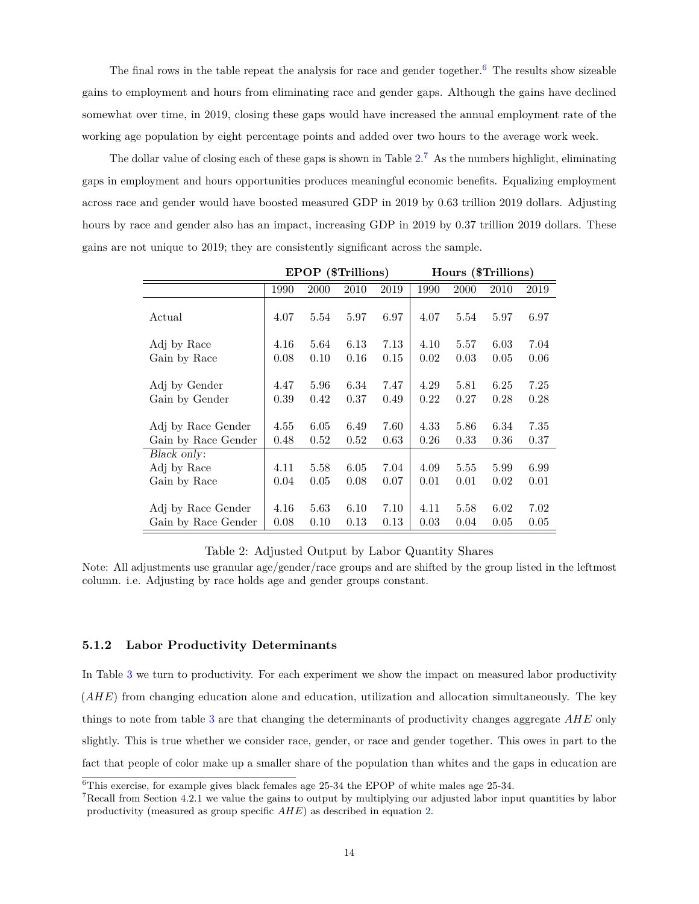The final rows in the table repeat the analysis for race and gender together.[6] The results show sizeable gains to employment and hours from eliminating race and gender gaps. Although the gains have declined somewhat over time, in 2019, closing these gaps would have increased the annual employment rate of the working age population by eight percentage points and added over two hours to the average work week.

The dollar value of closing each of these gaps is shown in Table 2.[7] As the numbers highlight, eliminating gaps in employment and hours opportunities produces meaningful economic benefits. Equalizing employment across race and gender would have boosted measured GDP in 2019 by 0.63 trillion 2019 dollars. Adjusting hours by race and gender also has an impact, increasing GDP in 2019 by 0.37 trillion 2019 dollars. These gains are not unique to 2019; they are consistently significant across the sample.

| | EPOP ($Trillions) | | | | Hours ($Trillions) | | | |
|---|---|---|---|---|---|---|---|---|
| | 1990 | 2000 | 2010 | 2019 | 1990 | 2000 | 2010 | 2019 |
| Actual | 4.07 | 5.54 | 5.97 | 6.97 | 4.07 | 5.54 | 5.97 | 6.97 |
| Adj by Race | 4.16 | 5.64 | 6.13 | 7.13 | 4.10 | 5.57 | 6.03 | 7.04 |
| Gain by Race | 0.08 | 0.10 | 0.16 | 0.15 | 0.02 | 0.03 | 0.05 | 0.06 |
| Adj by Gender | 4.47 | 5.96 | 6.34 | 7.47 | 4.29 | 5.81 | 6.25 | 7.25 |
| Gain by Gender | 0.39 | 0.42 | 0.37 | 0.49 | 0.22 | 0.27 | 0.28 | 0.28 |
| Adj by Race Gender | 4.55 | 6.05 | 6.49 | 7.60 | 4.33 | 5.86 | 6.34 | 7.35 |
| Gain by Race Gender | 0.48 | 0.52 | 0.52 | 0.63 | 0.26 | 0.33 | 0.36 | 0.37 |
| *Black only*: | | | | | | | | |
| Adj by Race | 4.11 | 5.58 | 6.05 | 7.04 | 4.09 | 5.55 | 5.99 | 6.99 |
| Gain by Race | 0.04 | 0.05 | 0.08 | 0.07 | 0.01 | 0.01 | 0.02 | 0.01 |
| Adj by Race Gender | 4.16 | 5.63 | 6.10 | 7.10 | 4.11 | 5.58 | 6.02 | 7.02 |
| Gain by Race Gender | 0.08 | 0.10 | 0.13 | 0.13 | 0.03 | 0.04 | 0.05 | 0.05 |

Table 2: Adjusted Output by Labor Quantity Shares

Note: All adjustments use granular age/gender/race groups and are shifted by the group listed in the leftmost column. i.e. Adjusting by race holds age and gender groups constant.

### 5.1.2 Labor Productivity Determinants

In Table 3 we turn to productivity. For each experiment we show the impact on measured labor productivity ($AHE$) from changing education alone and education, utilization and allocation simultaneously. The key things to note from table 3 are that changing the determinants of productivity changes aggregate $AHE$ only slightly. This is true whether we consider race, gender, or race and gender together. This owes in part to the fact that people of color make up a smaller share of the population than whites and the gaps in education are

[6] This exercise, for example gives black females age 25-34 the EPOP of white males age 25-34.

[7] Recall from Section 4.2.1 we value the gains to output by multiplying our adjusted labor input quantities by labor productivity (measured as group specific $AHE$) as described in equation 2.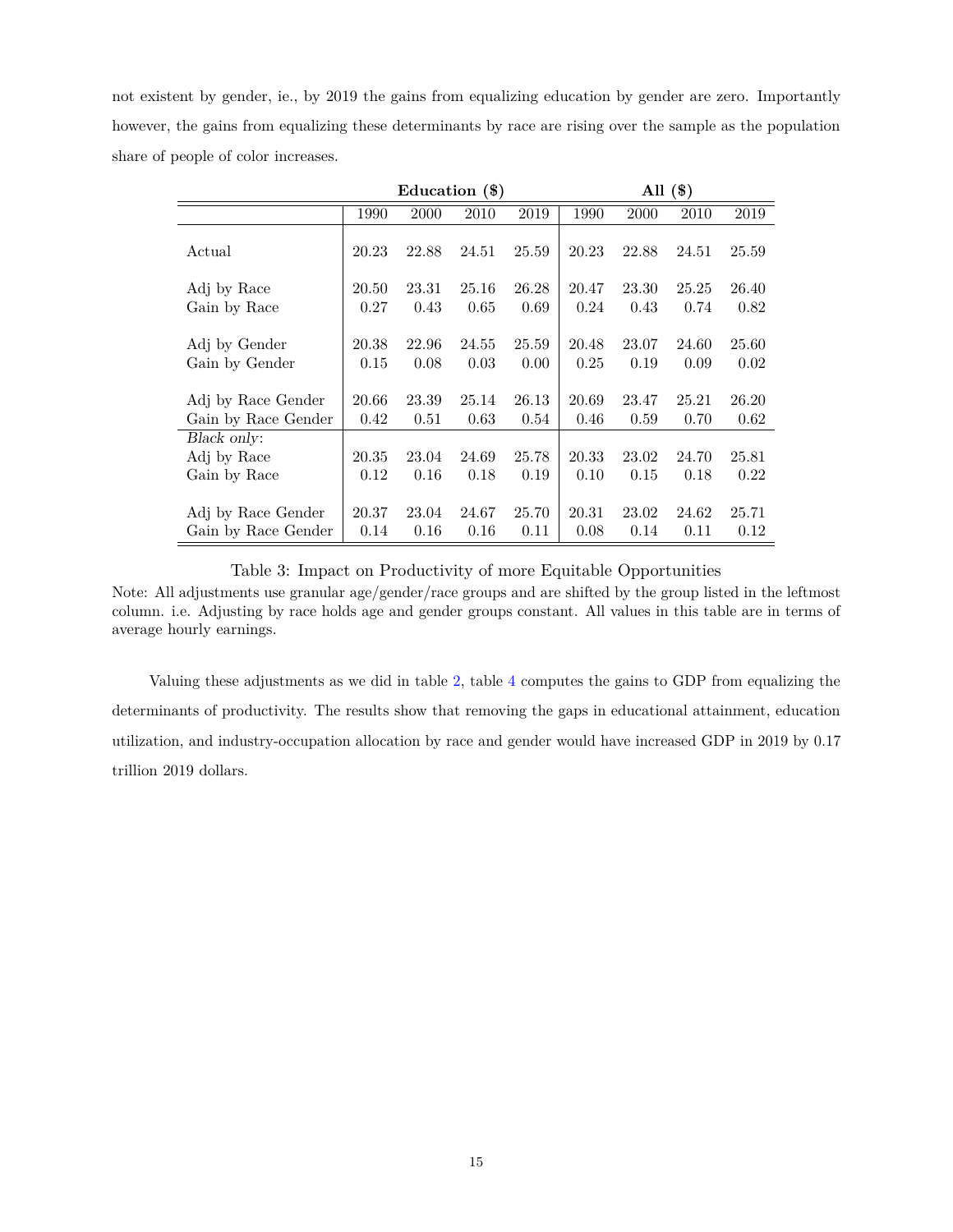not existent by gender, ie., by 2019 the gains from equalizing education by gender are zero. Importantly however, the gains from equalizing these determinants by race are rising over the sample as the population share of people of color increases.

| | **Education ($)** | | | | **All ($)** | | | |
|---|---|---|---|---|---|---|---|---|
| | 1990 | 2000 | 2010 | 2019 | 1990 | 2000 | 2010 | 2019 |
| Actual | 20.23 | 22.88 | 24.51 | 25.59 | 20.23 | 22.88 | 24.51 | 25.59 |
| Adj by Race | 20.50 | 23.31 | 25.16 | 26.28 | 20.47 | 23.30 | 25.25 | 26.40 |
| Gain by Race | 0.27 | 0.43 | 0.65 | 0.69 | 0.24 | 0.43 | 0.74 | 0.82 |
| Adj by Gender | 20.38 | 22.96 | 24.55 | 25.59 | 20.48 | 23.07 | 24.60 | 25.60 |
| Gain by Gender | 0.15 | 0.08 | 0.03 | 0.00 | 0.25 | 0.19 | 0.09 | 0.02 |
| Adj by Race Gender | 20.66 | 23.39 | 25.14 | 26.13 | 20.69 | 23.47 | 25.21 | 26.20 |
| Gain by Race Gender | 0.42 | 0.51 | 0.63 | 0.54 | 0.46 | 0.59 | 0.70 | 0.62 |
| *Black only*: | | | | | | | | |
| Adj by Race | 20.35 | 23.04 | 24.69 | 25.78 | 20.33 | 23.02 | 24.70 | 25.81 |
| Gain by Race | 0.12 | 0.16 | 0.18 | 0.19 | 0.10 | 0.15 | 0.18 | 0.22 |
| Adj by Race Gender | 20.37 | 23.04 | 24.67 | 25.70 | 20.31 | 23.02 | 24.62 | 25.71 |
| Gain by Race Gender | 0.14 | 0.16 | 0.16 | 0.11 | 0.08 | 0.14 | 0.11 | 0.12 |

Table 3: Impact on Productivity of more Equitable Opportunities

Note: All adjustments use granular age/gender/race groups and are shifted by the group listed in the leftmost column. i.e. Adjusting by race holds age and gender groups constant. All values in this table are in terms of average hourly earnings.

Valuing these adjustments as we did in table 2, table 4 computes the gains to GDP from equalizing the determinants of productivity. The results show that removing the gaps in educational attainment, education utilization, and industry-occupation allocation by race and gender would have increased GDP in 2019 by 0.17 trillion 2019 dollars.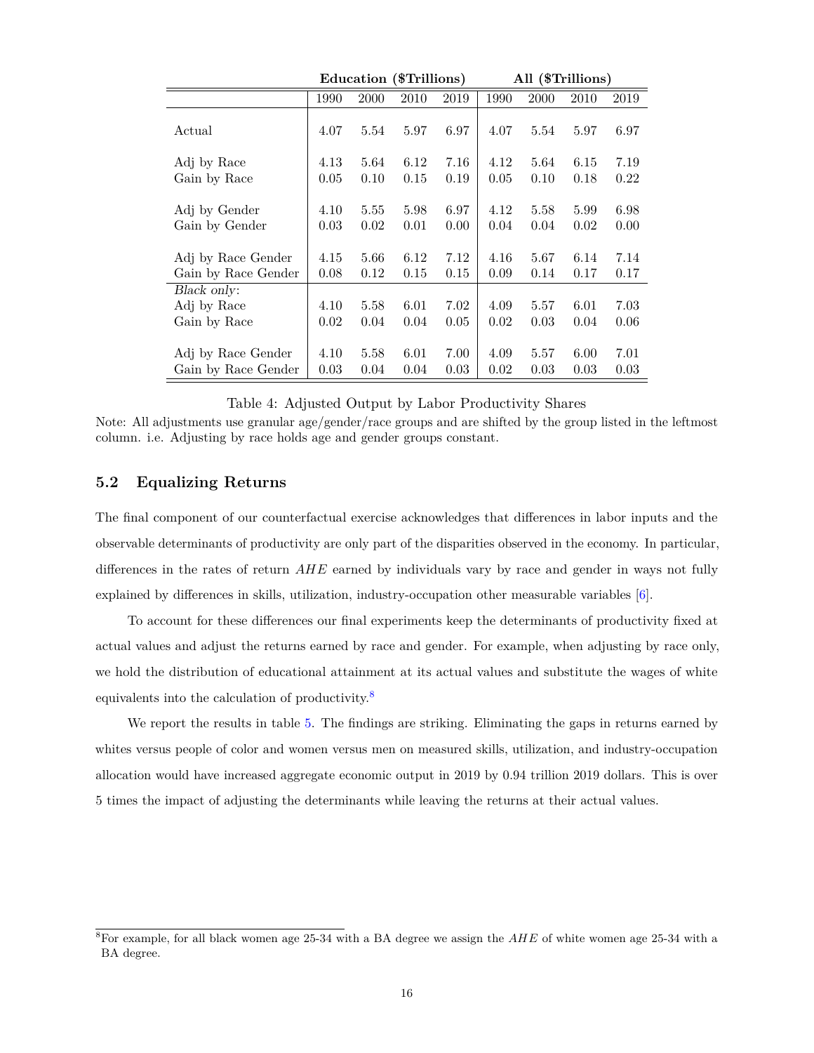| | Education ($Trillions) | | | | All ($Trillions) | | | |
|---|---|---|---|---|---|---|---|---|
| | 1990 | 2000 | 2010 | 2019 | 1990 | 2000 | 2010 | 2019 |
| Actual | 4.07 | 5.54 | 5.97 | 6.97 | 4.07 | 5.54 | 5.97 | 6.97 |
| Adj by Race | 4.13 | 5.64 | 6.12 | 7.16 | 4.12 | 5.64 | 6.15 | 7.19 |
| Gain by Race | 0.05 | 0.10 | 0.15 | 0.19 | 0.05 | 0.10 | 0.18 | 0.22 |
| Adj by Gender | 4.10 | 5.55 | 5.98 | 6.97 | 4.12 | 5.58 | 5.99 | 6.98 |
| Gain by Gender | 0.03 | 0.02 | 0.01 | 0.00 | 0.04 | 0.04 | 0.02 | 0.00 |
| Adj by Race Gender | 4.15 | 5.66 | 6.12 | 7.12 | 4.16 | 5.67 | 6.14 | 7.14 |
| Gain by Race Gender | 0.08 | 0.12 | 0.15 | 0.15 | 0.09 | 0.14 | 0.17 | 0.17 |
| *Black only*: | | | | | | | | |
| Adj by Race | 4.10 | 5.58 | 6.01 | 7.02 | 4.09 | 5.57 | 6.01 | 7.03 |
| Gain by Race | 0.02 | 0.04 | 0.04 | 0.05 | 0.02 | 0.03 | 0.04 | 0.06 |
| Adj by Race Gender | 4.10 | 5.58 | 6.01 | 7.00 | 4.09 | 5.57 | 6.00 | 7.01 |
| Gain by Race Gender | 0.03 | 0.04 | 0.04 | 0.03 | 0.02 | 0.03 | 0.03 | 0.03 |

Table 4: Adjusted Output by Labor Productivity Shares

Note: All adjustments use granular age/gender/race groups and are shifted by the group listed in the leftmost column. i.e. Adjusting by race holds age and gender groups constant.

## 5.2 Equalizing Returns

The final component of our counterfactual exercise acknowledges that differences in labor inputs and the observable determinants of productivity are only part of the disparities observed in the economy. In particular, differences in the rates of return $AHE$ earned by individuals vary by race and gender in ways not fully explained by differences in skills, utilization, industry-occupation other measurable variables [6].

To account for these differences our final experiments keep the determinants of productivity fixed at actual values and adjust the returns earned by race and gender. For example, when adjusting by race only, we hold the distribution of educational attainment at its actual values and substitute the wages of white equivalents into the calculation of productivity.[8]

We report the results in table 5. The findings are striking. Eliminating the gaps in returns earned by whites versus people of color and women versus men on measured skills, utilization, and industry-occupation allocation would have increased aggregate economic output in 2019 by 0.94 trillion 2019 dollars. This is over 5 times the impact of adjusting the determinants while leaving the returns at their actual values.

[8] For example, for all black women age 25-34 with a BA degree we assign the $AHE$ of white women age 25-34 with a BA degree.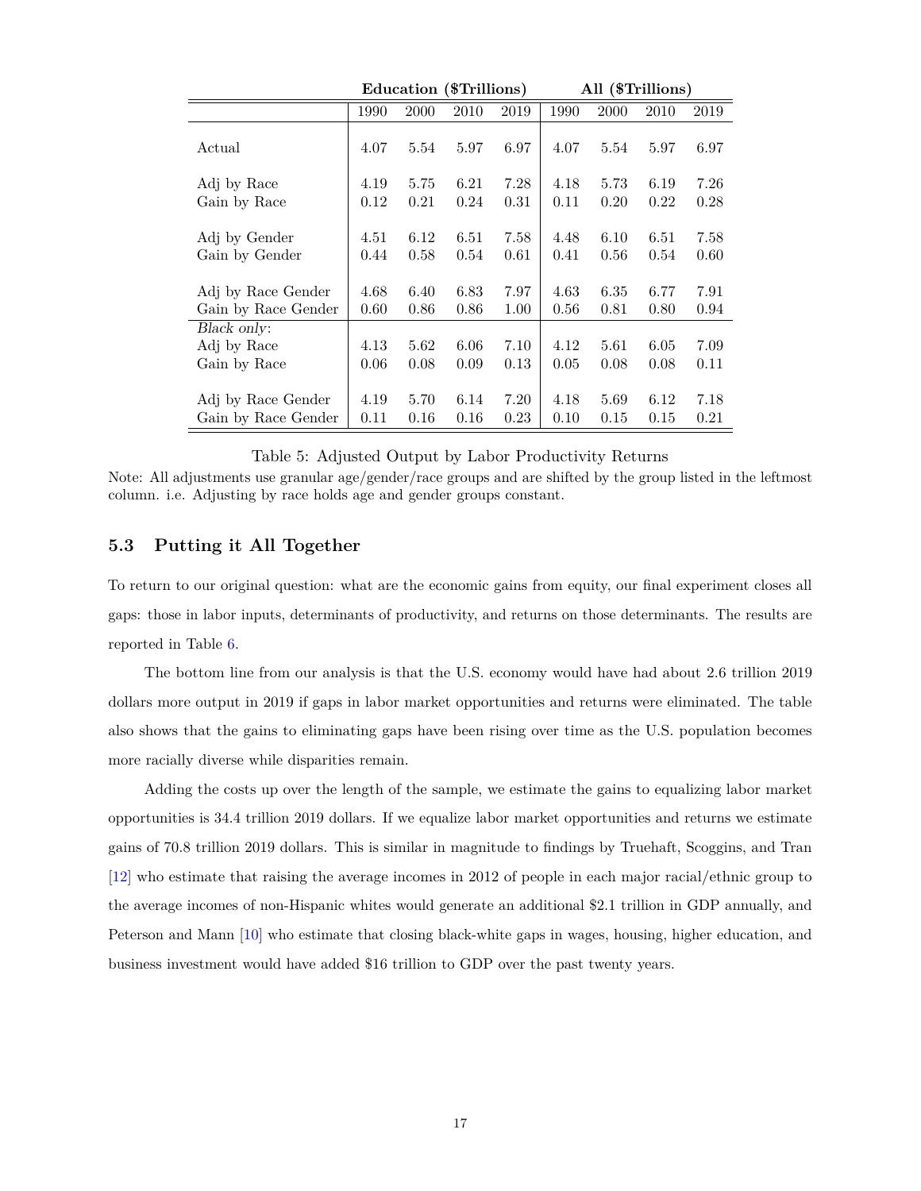| | Education ($Trillions) | | | | All ($Trillions) | | | |
|---|---|---|---|---|---|---|---|---|
| | 1990 | 2000 | 2010 | 2019 | 1990 | 2000 | 2010 | 2019 |
| Actual | 4.07 | 5.54 | 5.97 | 6.97 | 4.07 | 5.54 | 5.97 | 6.97 |
| Adj by Race | 4.19 | 5.75 | 6.21 | 7.28 | 4.18 | 5.73 | 6.19 | 7.26 |
| Gain by Race | 0.12 | 0.21 | 0.24 | 0.31 | 0.11 | 0.20 | 0.22 | 0.28 |
| Adj by Gender | 4.51 | 6.12 | 6.51 | 7.58 | 4.48 | 6.10 | 6.51 | 7.58 |
| Gain by Gender | 0.44 | 0.58 | 0.54 | 0.61 | 0.41 | 0.56 | 0.54 | 0.60 |
| Adj by Race Gender | 4.68 | 6.40 | 6.83 | 7.97 | 4.63 | 6.35 | 6.77 | 7.91 |
| Gain by Race Gender | 0.60 | 0.86 | 0.86 | 1.00 | 0.56 | 0.81 | 0.80 | 0.94 |
| *Black only*: | | | | | | | | |
| Adj by Race | 4.13 | 5.62 | 6.06 | 7.10 | 4.12 | 5.61 | 6.05 | 7.09 |
| Gain by Race | 0.06 | 0.08 | 0.09 | 0.13 | 0.05 | 0.08 | 0.08 | 0.11 |
| Adj by Race Gender | 4.19 | 5.70 | 6.14 | 7.20 | 4.18 | 5.69 | 6.12 | 7.18 |
| Gain by Race Gender | 0.11 | 0.16 | 0.16 | 0.23 | 0.10 | 0.15 | 0.15 | 0.21 |

Table 5: Adjusted Output by Labor Productivity Returns

Note: All adjustments use granular age/gender/race groups and are shifted by the group listed in the leftmost column. i.e. Adjusting by race holds age and gender groups constant.

### 5.3 Putting it All Together

To return to our original question: what are the economic gains from equity, our final experiment closes all gaps: those in labor inputs, determinants of productivity, and returns on those determinants. The results are reported in Table 6.

The bottom line from our analysis is that the U.S. economy would have had about 2.6 trillion 2019 dollars more output in 2019 if gaps in labor market opportunities and returns were eliminated. The table also shows that the gains to eliminating gaps have been rising over time as the U.S. population becomes more racially diverse while disparities remain.

Adding the costs up over the length of the sample, we estimate the gains to equalizing labor market opportunities is 34.4 trillion 2019 dollars. If we equalize labor market opportunities and returns we estimate gains of 70.8 trillion 2019 dollars. This is similar in magnitude to findings by Truehaft, Scoggins, and Tran [12] who estimate that raising the average incomes in 2012 of people in each major racial/ethnic group to the average incomes of non-Hispanic whites would generate an additional $2.1 trillion in GDP annually, and Peterson and Mann [10] who estimate that closing black-white gaps in wages, housing, higher education, and business investment would have added $16 trillion to GDP over the past twenty years.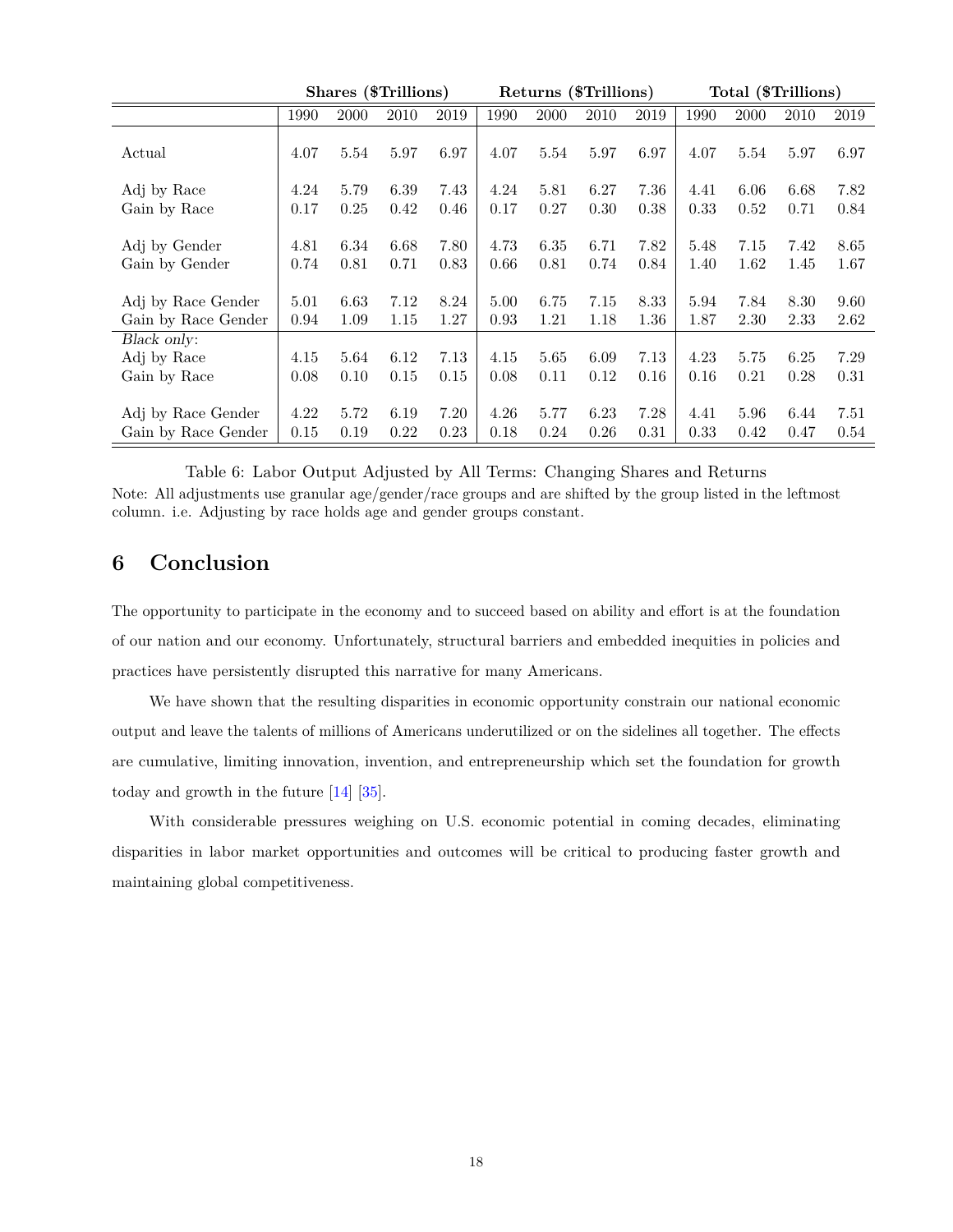| | Shares ($Trillions) | | | | Returns ($Trillions) | | | | Total ($Trillions) | | | |
|---|---|---|---|---|---|---|---|---|---|---|---|---|
| | 1990 | 2000 | 2010 | 2019 | 1990 | 2000 | 2010 | 2019 | 1990 | 2000 | 2010 | 2019 |
| Actual | 4.07 | 5.54 | 5.97 | 6.97 | 4.07 | 5.54 | 5.97 | 6.97 | 4.07 | 5.54 | 5.97 | 6.97 |
| Adj by Race | 4.24 | 5.79 | 6.39 | 7.43 | 4.24 | 5.81 | 6.27 | 7.36 | 4.41 | 6.06 | 6.68 | 7.82 |
| Gain by Race | 0.17 | 0.25 | 0.42 | 0.46 | 0.17 | 0.27 | 0.30 | 0.38 | 0.33 | 0.52 | 0.71 | 0.84 |
| Adj by Gender | 4.81 | 6.34 | 6.68 | 7.80 | 4.73 | 6.35 | 6.71 | 7.82 | 5.48 | 7.15 | 7.42 | 8.65 |
| Gain by Gender | 0.74 | 0.81 | 0.71 | 0.83 | 0.66 | 0.81 | 0.74 | 0.84 | 1.40 | 1.62 | 1.45 | 1.67 |
| Adj by Race Gender | 5.01 | 6.63 | 7.12 | 8.24 | 5.00 | 6.75 | 7.15 | 8.33 | 5.94 | 7.84 | 8.30 | 9.60 |
| Gain by Race Gender | 0.94 | 1.09 | 1.15 | 1.27 | 0.93 | 1.21 | 1.18 | 1.36 | 1.87 | 2.30 | 2.33 | 2.62 |
| *Black only*: | | | | | | | | | | | | |
| Adj by Race | 4.15 | 5.64 | 6.12 | 7.13 | 4.15 | 5.65 | 6.09 | 7.13 | 4.23 | 5.75 | 6.25 | 7.29 |
| Gain by Race | 0.08 | 0.10 | 0.15 | 0.15 | 0.08 | 0.11 | 0.12 | 0.16 | 0.16 | 0.21 | 0.28 | 0.31 |
| Adj by Race Gender | 4.22 | 5.72 | 6.19 | 7.20 | 4.26 | 5.77 | 6.23 | 7.28 | 4.41 | 5.96 | 6.44 | 7.51 |
| Gain by Race Gender | 0.15 | 0.19 | 0.22 | 0.23 | 0.18 | 0.24 | 0.26 | 0.31 | 0.33 | 0.42 | 0.47 | 0.54 |

Table 6: Labor Output Adjusted by All Terms: Changing Shares and Returns

Note: All adjustments use granular age/gender/race groups and are shifted by the group listed in the leftmost column. i.e. Adjusting by race holds age and gender groups constant.

## 6 Conclusion

The opportunity to participate in the economy and to succeed based on ability and effort is at the foundation of our nation and our economy. Unfortunately, structural barriers and embedded inequities in policies and practices have persistently disrupted this narrative for many Americans.

We have shown that the resulting disparities in economic opportunity constrain our national economic output and leave the talents of millions of Americans underutilized or on the sidelines all together. The effects are cumulative, limiting innovation, invention, and entrepreneurship which set the foundation for growth today and growth in the future [14] [35].

With considerable pressures weighing on U.S. economic potential in coming decades, eliminating disparities in labor market opportunities and outcomes will be critical to producing faster growth and maintaining global competitiveness.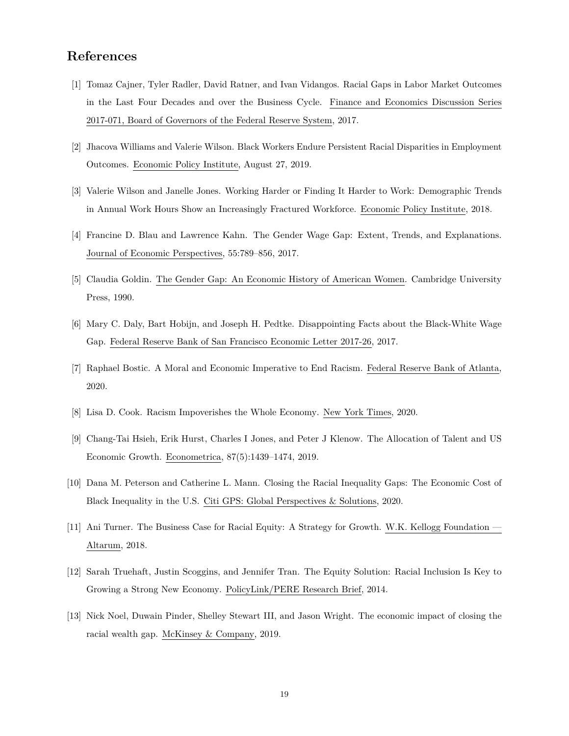## References

[1] Tomaz Cajner, Tyler Radler, David Ratner, and Ivan Vidangos. Racial Gaps in Labor Market Outcomes in the Last Four Decades and over the Business Cycle. Finance and Economics Discussion Series 2017-071, Board of Governors of the Federal Reserve System, 2017.

[2] Jhacova Williams and Valerie Wilson. Black Workers Endure Persistent Racial Disparities in Employment Outcomes. Economic Policy Institute, August 27, 2019.

[3] Valerie Wilson and Janelle Jones. Working Harder or Finding It Harder to Work: Demographic Trends in Annual Work Hours Show an Increasingly Fractured Workforce. Economic Policy Institute, 2018.

[4] Francine D. Blau and Lawrence Kahn. The Gender Wage Gap: Extent, Trends, and Explanations. Journal of Economic Perspectives, 55:789–856, 2017.

[5] Claudia Goldin. The Gender Gap: An Economic History of American Women. Cambridge University Press, 1990.

[6] Mary C. Daly, Bart Hobijn, and Joseph H. Pedtke. Disappointing Facts about the Black-White Wage Gap. Federal Reserve Bank of San Francisco Economic Letter 2017-26, 2017.

[7] Raphael Bostic. A Moral and Economic Imperative to End Racism. Federal Reserve Bank of Atlanta, 2020.

[8] Lisa D. Cook. Racism Impoverishes the Whole Economy. New York Times, 2020.

[9] Chang-Tai Hsieh, Erik Hurst, Charles I Jones, and Peter J Klenow. The Allocation of Talent and US Economic Growth. Econometrica, 87(5):1439–1474, 2019.

[10] Dana M. Peterson and Catherine L. Mann. Closing the Racial Inequality Gaps: The Economic Cost of Black Inequality in the U.S. Citi GPS: Global Perspectives & Solutions, 2020.

[11] Ani Turner. The Business Case for Racial Equity: A Strategy for Growth. W.K. Kellogg Foundation — Altarum, 2018.

[12] Sarah Truehaft, Justin Scoggins, and Jennifer Tran. The Equity Solution: Racial Inclusion Is Key to Growing a Strong New Economy. PolicyLink/PERE Research Brief, 2014.

[13] Nick Noel, Duwain Pinder, Shelley Stewart III, and Jason Wright. The economic impact of closing the racial wealth gap. McKinsey & Company, 2019.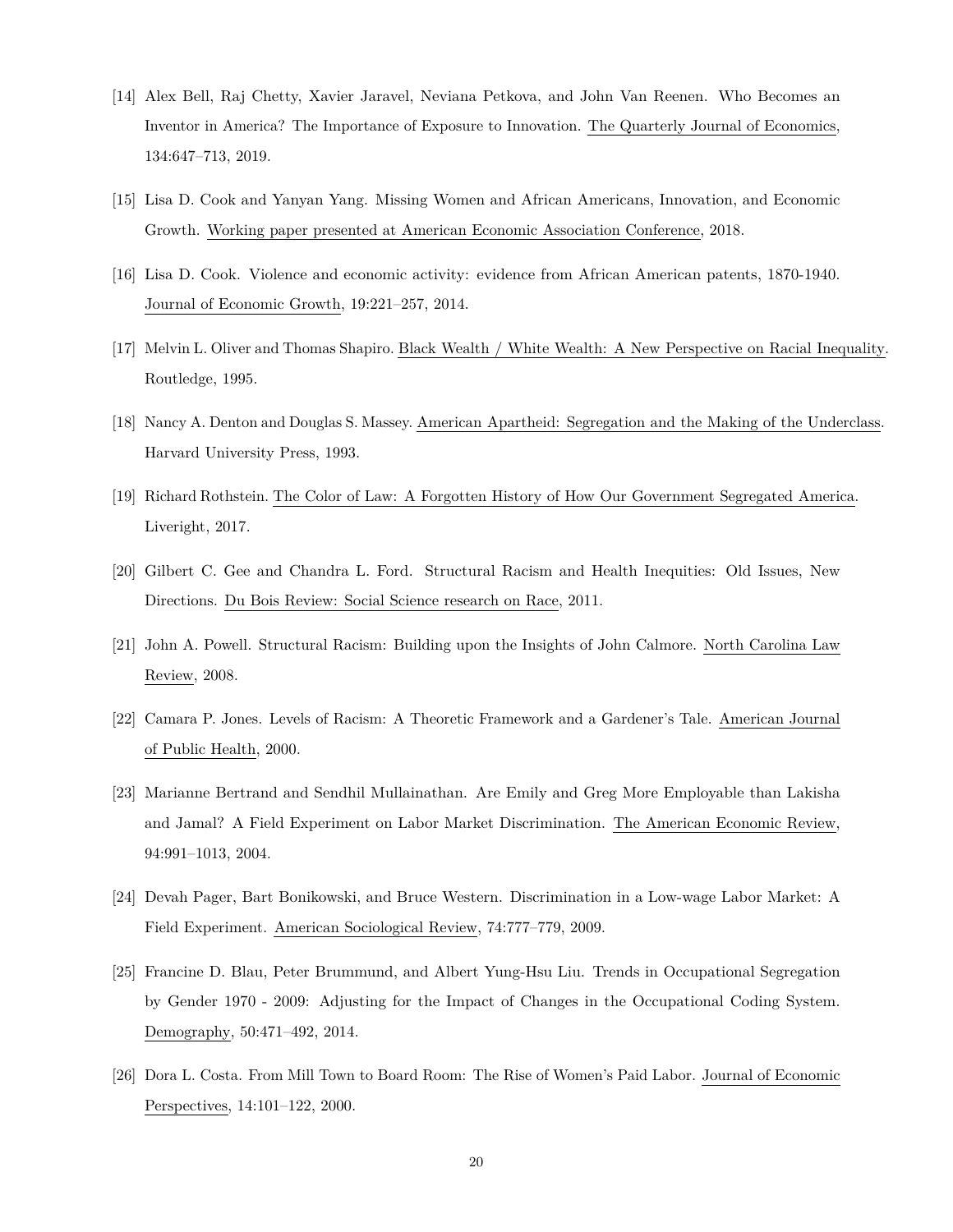[14] Alex Bell, Raj Chetty, Xavier Jaravel, Neviana Petkova, and John Van Reenen. Who Becomes an Inventor in America? The Importance of Exposure to Innovation. The Quarterly Journal of Economics, 134:647–713, 2019.

[15] Lisa D. Cook and Yanyan Yang. Missing Women and African Americans, Innovation, and Economic Growth. Working paper presented at American Economic Association Conference, 2018.

[16] Lisa D. Cook. Violence and economic activity: evidence from African American patents, 1870-1940. Journal of Economic Growth, 19:221–257, 2014.

[17] Melvin L. Oliver and Thomas Shapiro. Black Wealth / White Wealth: A New Perspective on Racial Inequality. Routledge, 1995.

[18] Nancy A. Denton and Douglas S. Massey. American Apartheid: Segregation and the Making of the Underclass. Harvard University Press, 1993.

[19] Richard Rothstein. The Color of Law: A Forgotten History of How Our Government Segregated America. Liveright, 2017.

[20] Gilbert C. Gee and Chandra L. Ford. Structural Racism and Health Inequities: Old Issues, New Directions. Du Bois Review: Social Science research on Race, 2011.

[21] John A. Powell. Structural Racism: Building upon the Insights of John Calmore. North Carolina Law Review, 2008.

[22] Camara P. Jones. Levels of Racism: A Theoretic Framework and a Gardener's Tale. American Journal of Public Health, 2000.

[23] Marianne Bertrand and Sendhil Mullainathan. Are Emily and Greg More Employable than Lakisha and Jamal? A Field Experiment on Labor Market Discrimination. The American Economic Review, 94:991–1013, 2004.

[24] Devah Pager, Bart Bonikowski, and Bruce Western. Discrimination in a Low-wage Labor Market: A Field Experiment. American Sociological Review, 74:777–779, 2009.

[25] Francine D. Blau, Peter Brummund, and Albert Yung-Hsu Liu. Trends in Occupational Segregation by Gender 1970 - 2009: Adjusting for the Impact of Changes in the Occupational Coding System. Demography, 50:471–492, 2014.

[26] Dora L. Costa. From Mill Town to Board Room: The Rise of Women's Paid Labor. Journal of Economic Perspectives, 14:101–122, 2000.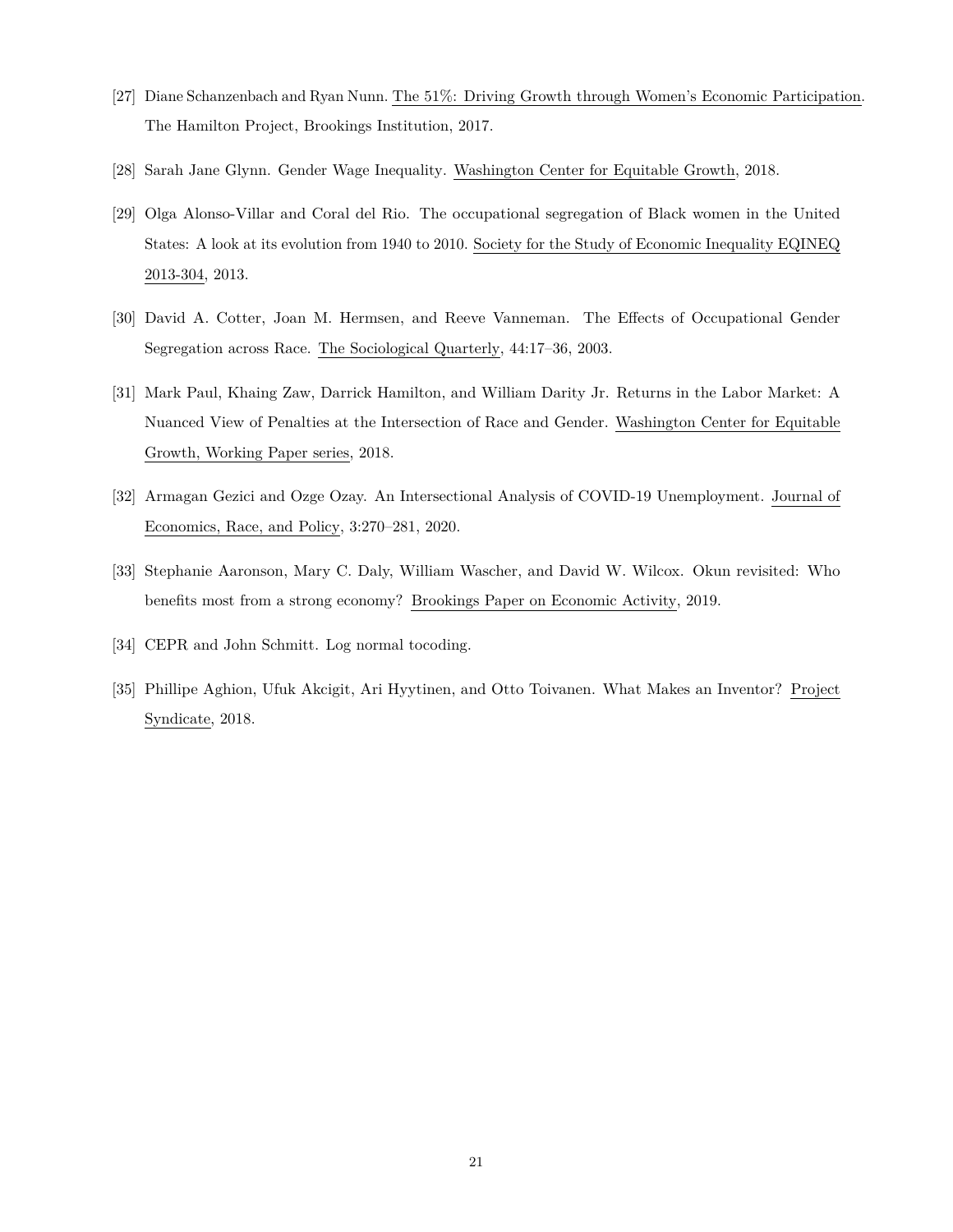[27] Diane Schanzenbach and Ryan Nunn. The 51%: Driving Growth through Women's Economic Participation. The Hamilton Project, Brookings Institution, 2017.

[28] Sarah Jane Glynn. Gender Wage Inequality. Washington Center for Equitable Growth, 2018.

[29] Olga Alonso-Villar and Coral del Rio. The occupational segregation of Black women in the United States: A look at its evolution from 1940 to 2010. Society for the Study of Economic Inequality EQINEQ 2013-304, 2013.

[30] David A. Cotter, Joan M. Hermsen, and Reeve Vanneman. The Effects of Occupational Gender Segregation across Race. The Sociological Quarterly, 44:17–36, 2003.

[31] Mark Paul, Khaing Zaw, Darrick Hamilton, and William Darity Jr. Returns in the Labor Market: A Nuanced View of Penalties at the Intersection of Race and Gender. Washington Center for Equitable Growth, Working Paper series, 2018.

[32] Armagan Gezici and Ozge Ozay. An Intersectional Analysis of COVID-19 Unemployment. Journal of Economics, Race, and Policy, 3:270–281, 2020.

[33] Stephanie Aaronson, Mary C. Daly, William Wascher, and David W. Wilcox. Okun revisited: Who benefits most from a strong economy? Brookings Paper on Economic Activity, 2019.

[34] CEPR and John Schmitt. Log normal tocoding.

[35] Phillipe Aghion, Ufuk Akcigit, Ari Hyytinen, and Otto Toivanen. What Makes an Inventor? Project Syndicate, 2018.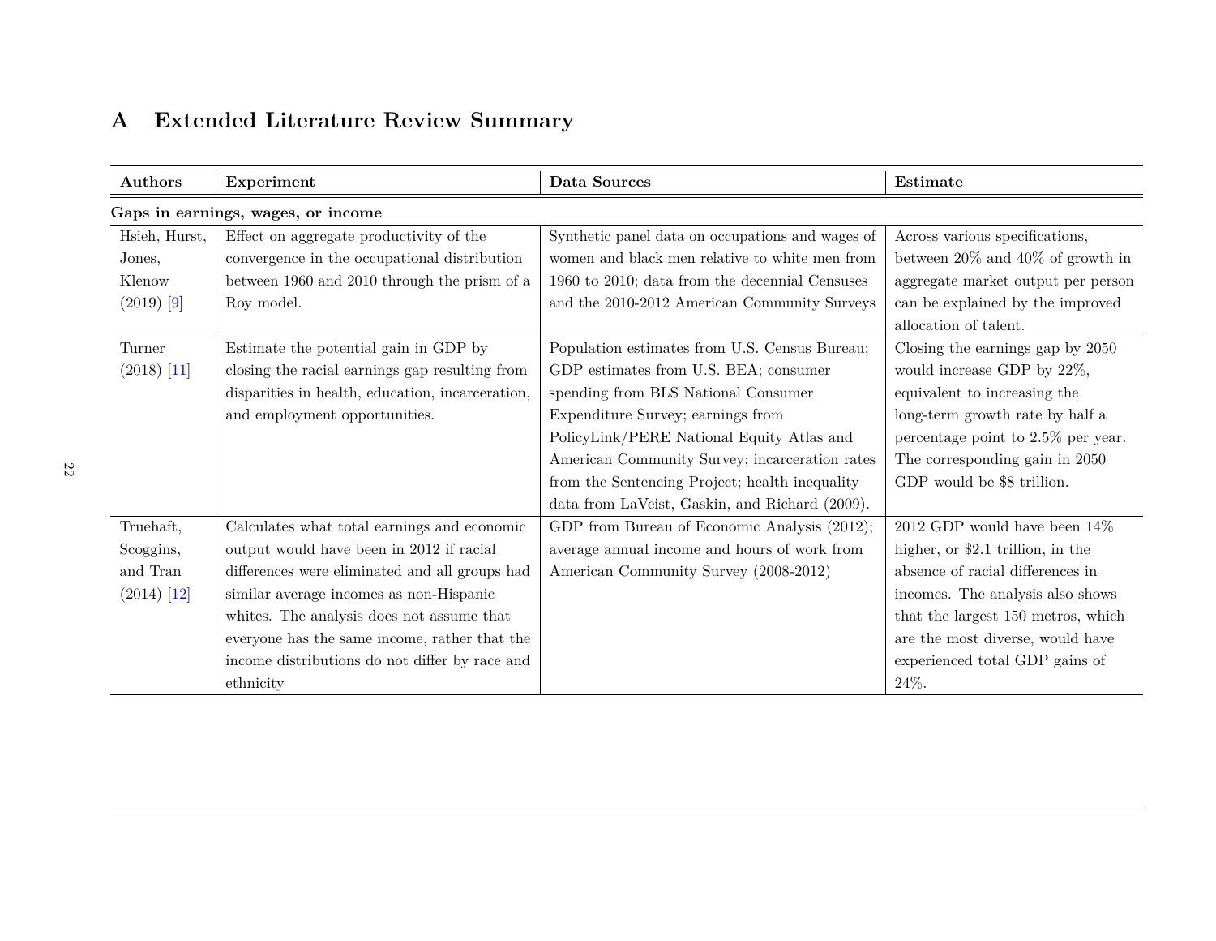# A Extended Literature Review Summary

| Authors | Experiment | Data Sources | Estimate |
|---|---|---|---|
| **Gaps in earnings, wages, or income** | | | |
| Hsieh, Hurst, Jones, Klenow (2019) [9] | Effect on aggregate productivity of the convergence in the occupational distribution between 1960 and 2010 through the prism of a Roy model. | Synthetic panel data on occupations and wages of women and black men relative to white men from 1960 to 2010; data from the decennial Censuses and the 2010-2012 American Community Surveys | Across various specifications, between 20% and 40% of growth in aggregate market output per person can be explained by the improved allocation of talent. |
| Turner (2018) [11] | Estimate the potential gain in GDP by closing the racial earnings gap resulting from disparities in health, education, incarceration, and employment opportunities. | Population estimates from U.S. Census Bureau; GDP estimates from U.S. BEA; consumer spending from BLS National Consumer Expenditure Survey; earnings from PolicyLink/PERE National Equity Atlas and American Community Survey; incarceration rates from the Sentencing Project; health inequality data from LaVeist, Gaskin, and Richard (2009). | Closing the earnings gap by 2050 would increase GDP by 22%, equivalent to increasing the long-term growth rate by half a percentage point to 2.5% per year. The corresponding gain in 2050 GDP would be $8 trillion. |
| Truehaft, Scoggins, and Tran (2014) [12] | Calculates what total earnings and economic output would have been in 2012 if racial differences were eliminated and all groups had similar average incomes as non-Hispanic whites. The analysis does not assume that everyone has the same income, rather that the income distributions do not differ by race and ethnicity | GDP from Bureau of Economic Analysis (2012); average annual income and hours of work from American Community Survey (2008-2012) | 2012 GDP would have been 14% higher, or $2.1 trillion, in the absence of racial differences in incomes. The analysis also shows that the largest 150 metros, which are the most diverse, would have experienced total GDP gains of 24%. |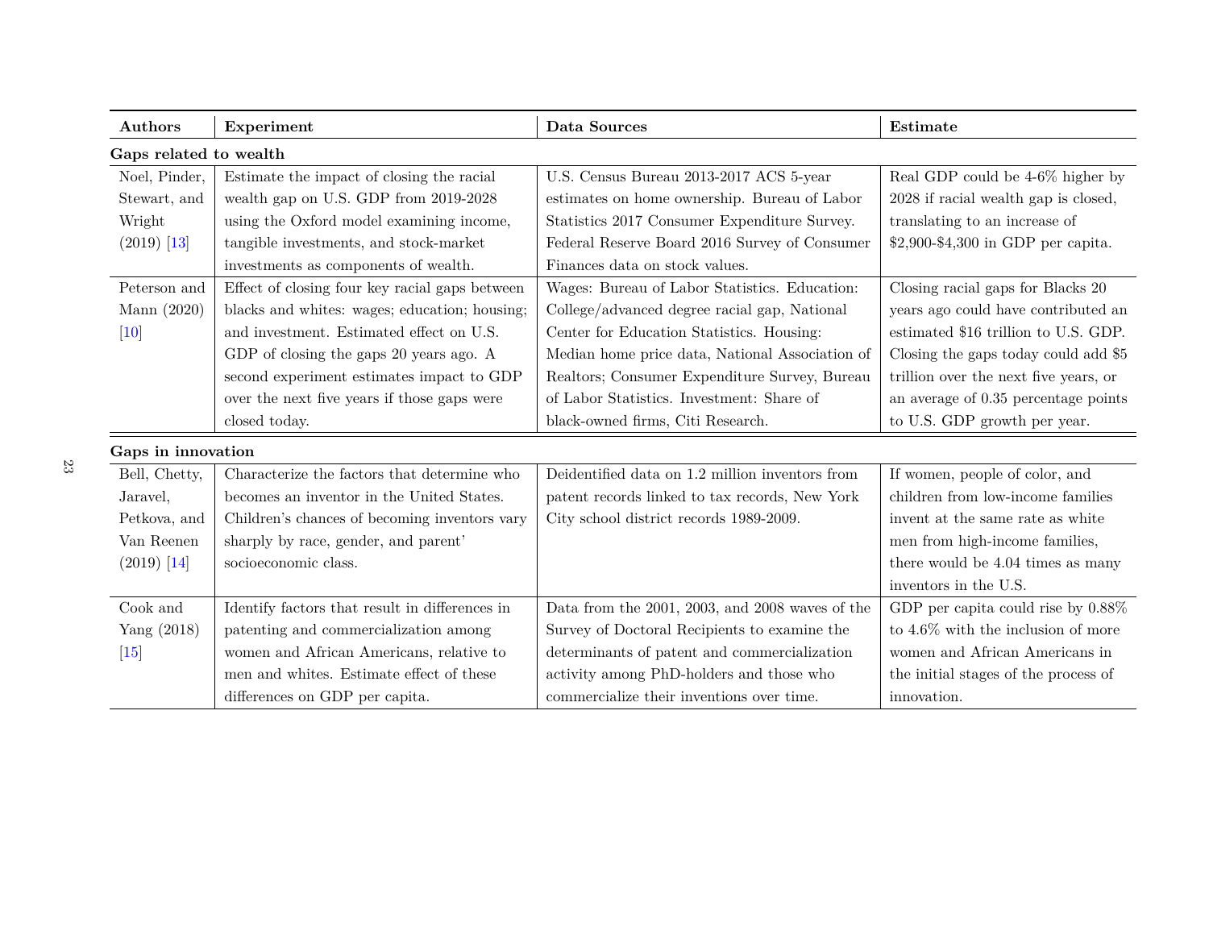| Authors | Experiment | Data Sources | Estimate |
|---|---|---|---|
| **Gaps related to wealth** | | | |
| Noel, Pinder, Stewart, and Wright (2019) [13] | Estimate the impact of closing the racial wealth gap on U.S. GDP from 2019-2028 using the Oxford model examining income, tangible investments, and stock-market investments as components of wealth. | U.S. Census Bureau 2013-2017 ACS 5-year estimates on home ownership. Bureau of Labor Statistics 2017 Consumer Expenditure Survey. Federal Reserve Board 2016 Survey of Consumer Finances data on stock values. | Real GDP could be 4-6% higher by 2028 if racial wealth gap is closed, translating to an increase of $2,900-$4,300 in GDP per capita. |
| Peterson and Mann (2020) [10] | Effect of closing four key racial gaps between blacks and whites: wages; education; housing; and investment. Estimated effect on U.S. GDP of closing the gaps 20 years ago. A second experiment estimates impact to GDP over the next five years if those gaps were closed today. | Wages: Bureau of Labor Statistics. Education: College/advanced degree racial gap, National Center for Education Statistics. Housing: Median home price data, National Association of Realtors; Consumer Expenditure Survey, Bureau of Labor Statistics. Investment: Share of black-owned firms, Citi Research. | Closing racial gaps for Blacks 20 years ago could have contributed an estimated $16 trillion to U.S. GDP. Closing the gaps today could add $5 trillion over the next five years, or an average of 0.35 percentage points to U.S. GDP growth per year. |
| **Gaps in innovation** | | | |
| Bell, Chetty, Jaravel, Petkova, and Van Reenen (2019) [14] | Characterize the factors that determine who becomes an inventor in the United States. Children's chances of becoming inventors vary sharply by race, gender, and parent' socioeconomic class. | Deidentified data on 1.2 million inventors from patent records linked to tax records, New York City school district records 1989-2009. | If women, people of color, and children from low-income families invent at the same rate as white men from high-income families, there would be 4.04 times as many inventors in the U.S. |
| Cook and Yang (2018) [15] | Identify factors that result in differences in patenting and commercialization among women and African Americans, relative to men and whites. Estimate effect of these differences on GDP per capita. | Data from the 2001, 2003, and 2008 waves of the Survey of Doctoral Recipients to examine the determinants of patent and commercialization activity among PhD-holders and those who commercialize their inventions over time. | GDP per capita could rise by 0.88% to 4.6% with the inclusion of more women and African Americans in the initial stages of the process of innovation. |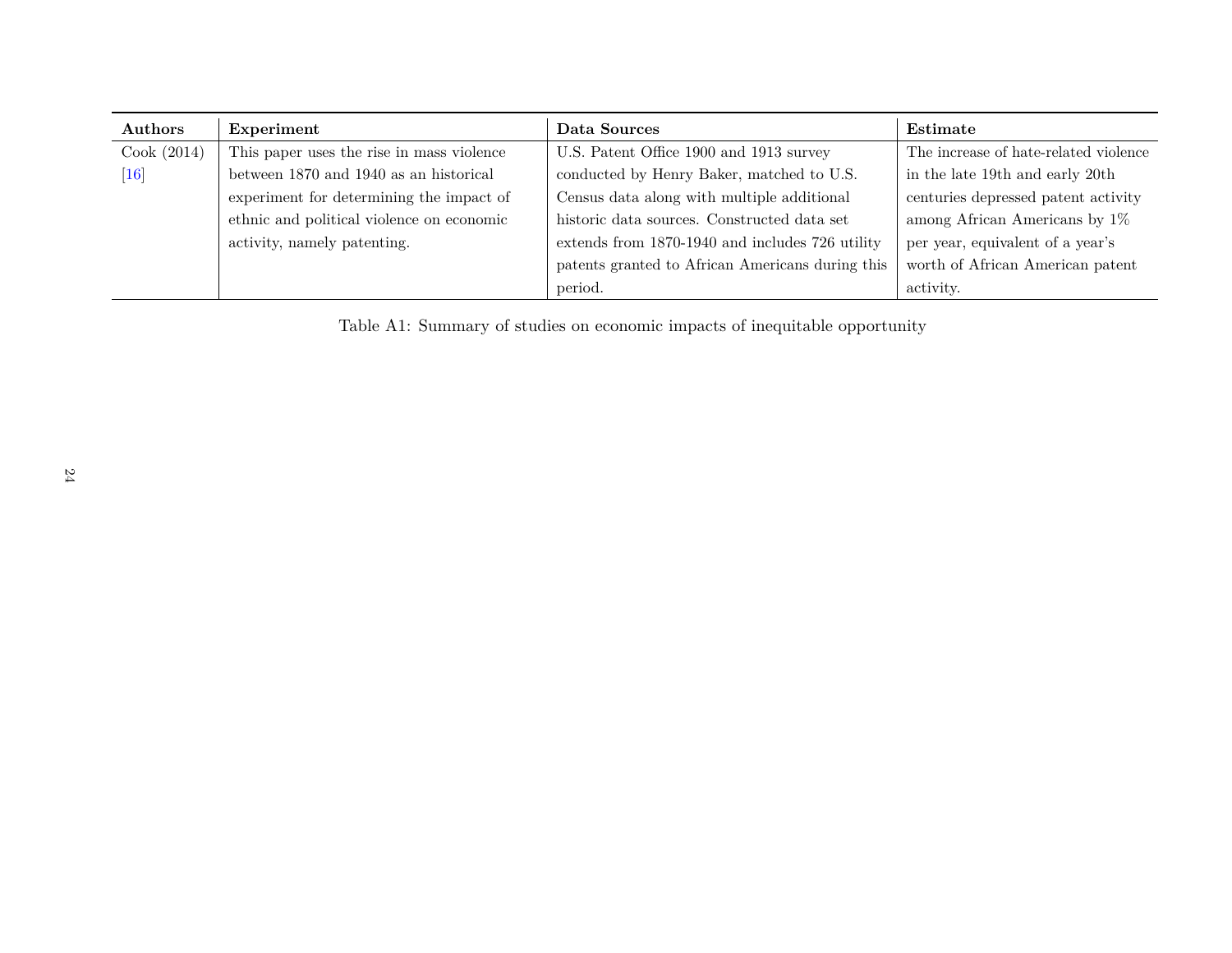| Authors | Experiment | Data Sources | Estimate |
|---|---|---|---|
| Cook (2014) [16] | This paper uses the rise in mass violence between 1870 and 1940 as an historical experiment for determining the impact of ethnic and political violence on economic activity, namely patenting. | U.S. Patent Office 1900 and 1913 survey conducted by Henry Baker, matched to U.S. Census data along with multiple additional historic data sources. Constructed data set extends from 1870-1940 and includes 726 utility patents granted to African Americans during this period. | The increase of hate-related violence in the late 19th and early 20th centuries depressed patent activity among African Americans by 1% per year, equivalent of a year's worth of African American patent activity. |

Table A1: Summary of studies on economic impacts of inequitable opportunity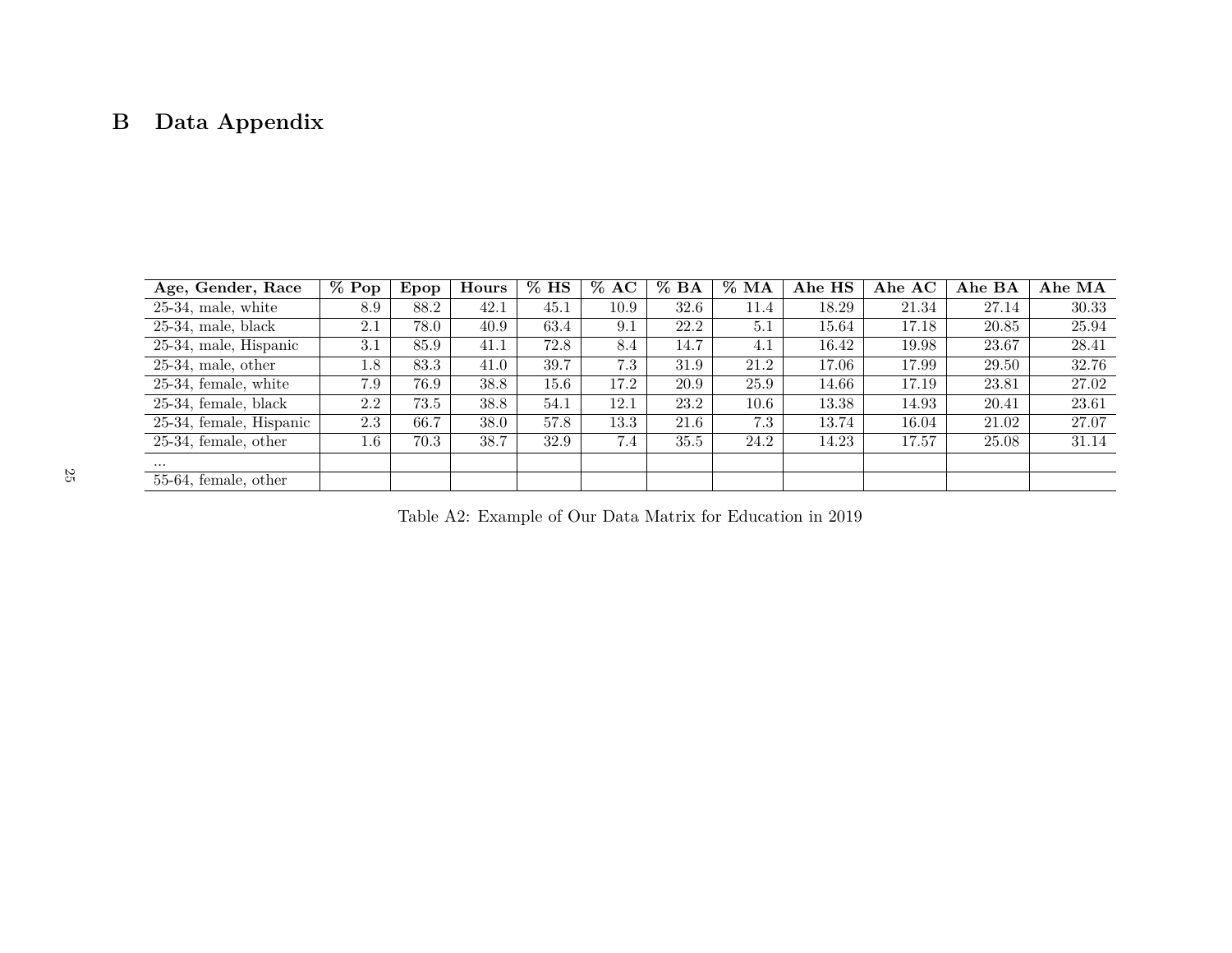## B Data Appendix

| Age, Gender, Race | % Pop | Epop | Hours | % HS | % AC | % BA | % MA | Ahe HS | Ahe AC | Ahe BA | Ahe MA |
|---|---|---|---|---|---|---|---|---|---|---|---|
| 25-34, male, white | 8.9 | 88.2 | 42.1 | 45.1 | 10.9 | 32.6 | 11.4 | 18.29 | 21.34 | 27.14 | 30.33 |
| 25-34, male, black | 2.1 | 78.0 | 40.9 | 63.4 | 9.1 | 22.2 | 5.1 | 15.64 | 17.18 | 20.85 | 25.94 |
| 25-34, male, Hispanic | 3.1 | 85.9 | 41.1 | 72.8 | 8.4 | 14.7 | 4.1 | 16.42 | 19.98 | 23.67 | 28.41 |
| 25-34, male, other | 1.8 | 83.3 | 41.0 | 39.7 | 7.3 | 31.9 | 21.2 | 17.06 | 17.99 | 29.50 | 32.76 |
| 25-34, female, white | 7.9 | 76.9 | 38.8 | 15.6 | 17.2 | 20.9 | 25.9 | 14.66 | 17.19 | 23.81 | 27.02 |
| 25-34, female, black | 2.2 | 73.5 | 38.8 | 54.1 | 12.1 | 23.2 | 10.6 | 13.38 | 14.93 | 20.41 | 23.61 |
| 25-34, female, Hispanic | 2.3 | 66.7 | 38.0 | 57.8 | 13.3 | 21.6 | 7.3 | 13.74 | 16.04 | 21.02 | 27.07 |
| 25-34, female, other | 1.6 | 70.3 | 38.7 | 32.9 | 7.4 | 35.5 | 24.2 | 14.23 | 17.57 | 25.08 | 31.14 |
| ... | | | | | | | | | | | |
| 55-64, female, other | | | | | | | | | | | |

Table A2: Example of Our Data Matrix for Education in 2019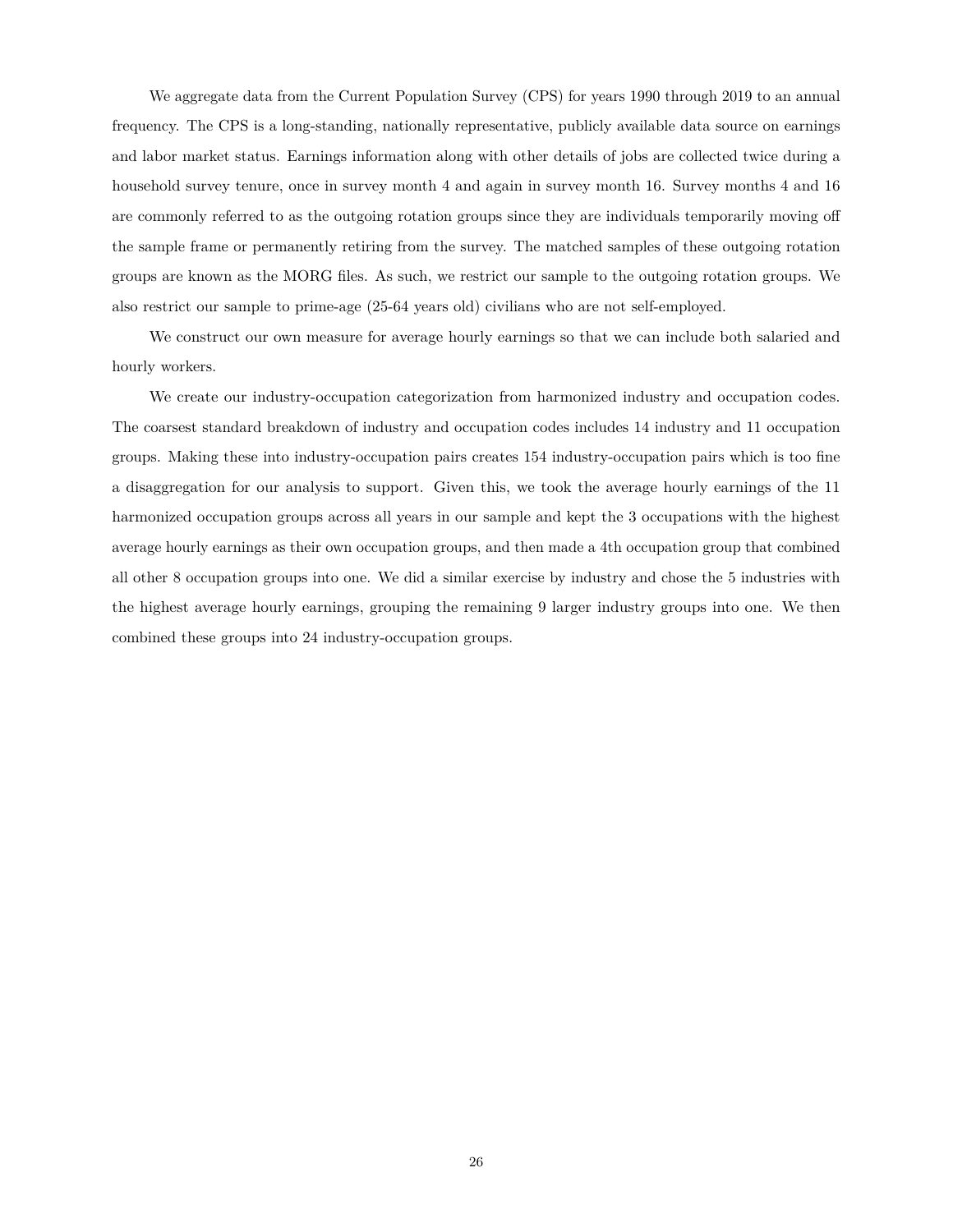We aggregate data from the Current Population Survey (CPS) for years 1990 through 2019 to an annual frequency. The CPS is a long-standing, nationally representative, publicly available data source on earnings and labor market status. Earnings information along with other details of jobs are collected twice during a household survey tenure, once in survey month 4 and again in survey month 16. Survey months 4 and 16 are commonly referred to as the outgoing rotation groups since they are individuals temporarily moving off the sample frame or permanently retiring from the survey. The matched samples of these outgoing rotation groups are known as the MORG files. As such, we restrict our sample to the outgoing rotation groups. We also restrict our sample to prime-age (25-64 years old) civilians who are not self-employed.

We construct our own measure for average hourly earnings so that we can include both salaried and hourly workers.

We create our industry-occupation categorization from harmonized industry and occupation codes. The coarsest standard breakdown of industry and occupation codes includes 14 industry and 11 occupation groups. Making these into industry-occupation pairs creates 154 industry-occupation pairs which is too fine a disaggregation for our analysis to support. Given this, we took the average hourly earnings of the 11 harmonized occupation groups across all years in our sample and kept the 3 occupations with the highest average hourly earnings as their own occupation groups, and then made a 4th occupation group that combined all other 8 occupation groups into one. We did a similar exercise by industry and chose the 5 industries with the highest average hourly earnings, grouping the remaining 9 larger industry groups into one. We then combined these groups into 24 industry-occupation groups.